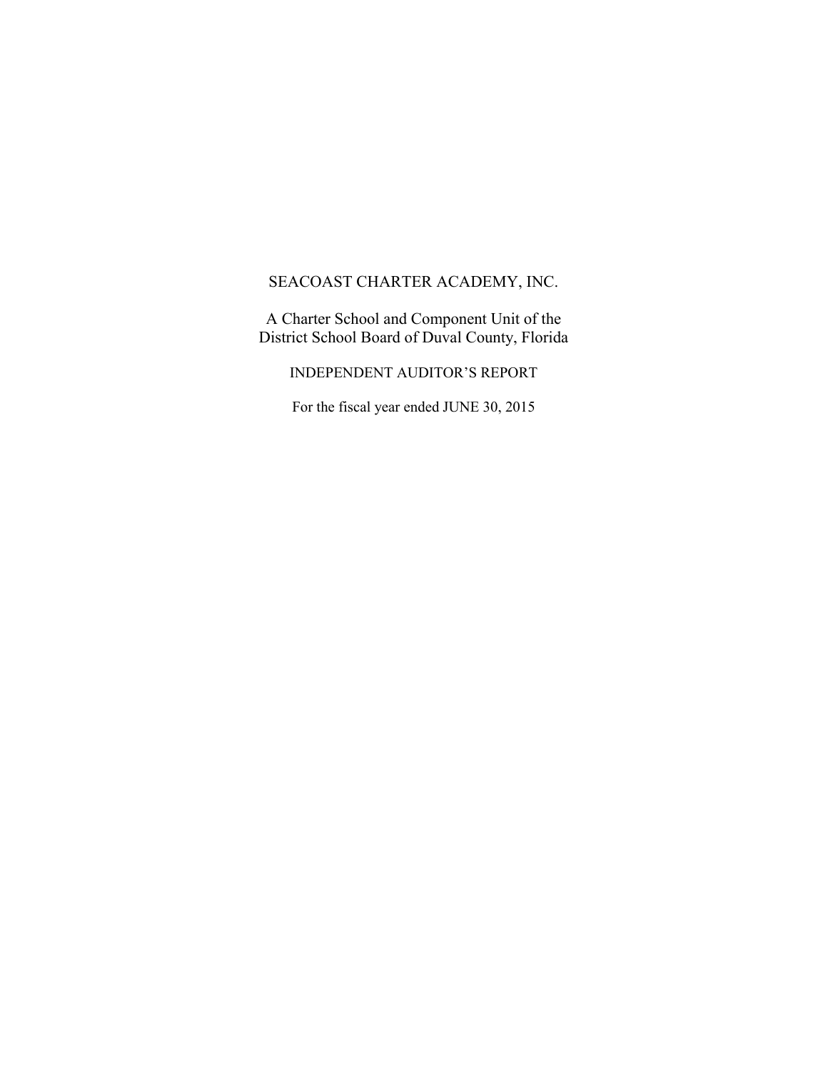# SEACOAST CHARTER ACADEMY, INC.

A Charter School and Component Unit of the
District School Board of Duval County, Florida

INDEPENDENT AUDITOR'S REPORT

For the fiscal year ended JUNE 30, 2015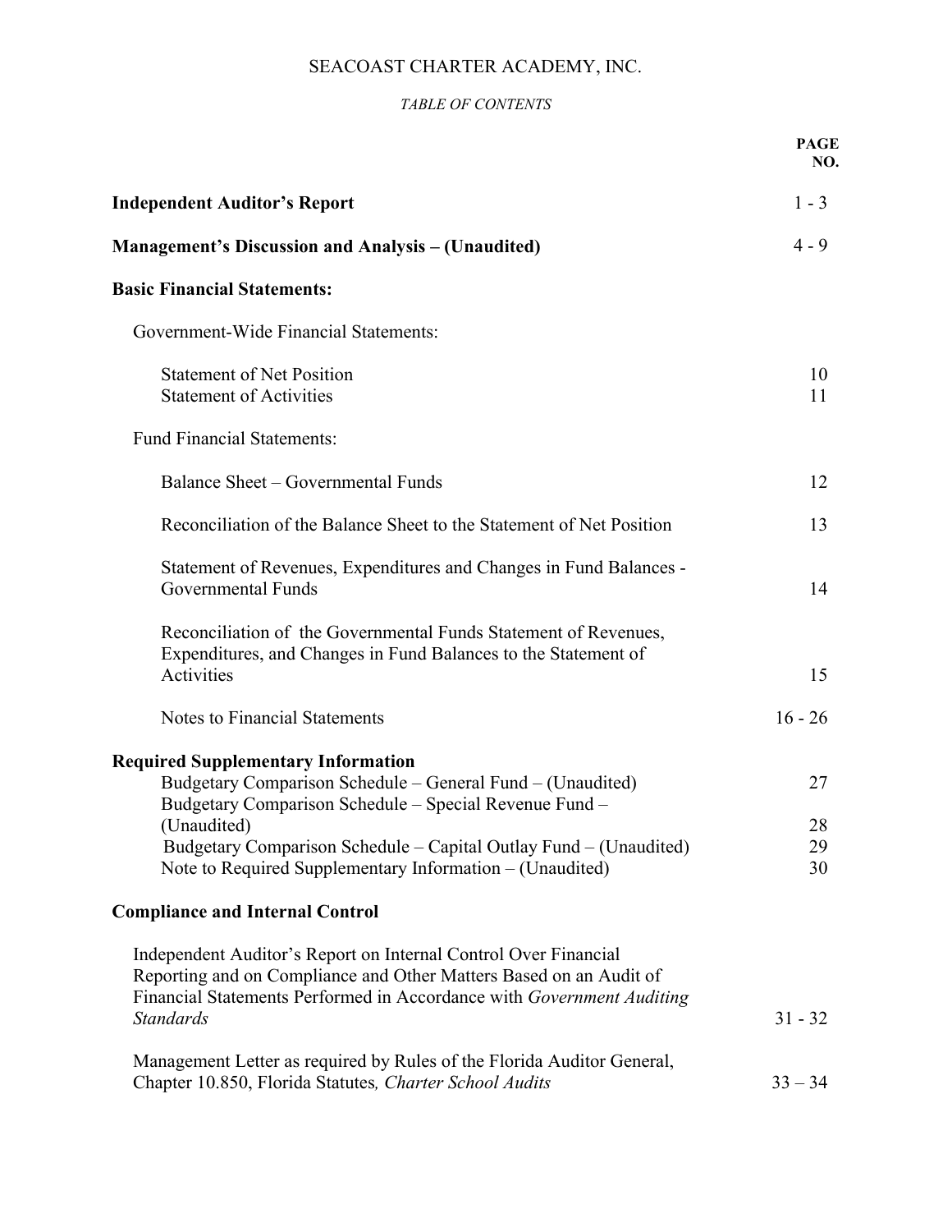# SEACOAST CHARTER ACADEMY, INC.

*TABLE OF CONTENTS*

| | PAGE NO. |
|---|---|
| **Independent Auditor's Report** | 1 - 3 |
| **Management's Discussion and Analysis – (Unaudited)** | 4 - 9 |
| **Basic Financial Statements:** | |
| Government-Wide Financial Statements: | |
| Statement of Net Position | 10 |
| Statement of Activities | 11 |
| Fund Financial Statements: | |
| Balance Sheet – Governmental Funds | 12 |
| Reconciliation of the Balance Sheet to the Statement of Net Position | 13 |
| Statement of Revenues, Expenditures and Changes in Fund Balances - Governmental Funds | 14 |
| Reconciliation of the Governmental Funds Statement of Revenues, Expenditures, and Changes in Fund Balances to the Statement of Activities | 15 |
| Notes to Financial Statements | 16 - 26 |
| **Required Supplementary Information** | |
| Budgetary Comparison Schedule – General Fund – (Unaudited) | 27 |
| Budgetary Comparison Schedule – Special Revenue Fund – (Unaudited) | 28 |
| Budgetary Comparison Schedule – Capital Outlay Fund – (Unaudited) | 29 |
| Note to Required Supplementary Information – (Unaudited) | 30 |
| **Compliance and Internal Control** | |
| Independent Auditor's Report on Internal Control Over Financial Reporting and on Compliance and Other Matters Based on an Audit of Financial Statements Performed in Accordance with *Government Auditing Standards* | 31 - 32 |
| Management Letter as required by Rules of the Florida Auditor General, Chapter 10.850, Florida Statutes, *Charter School Audits* | 33 – 34 |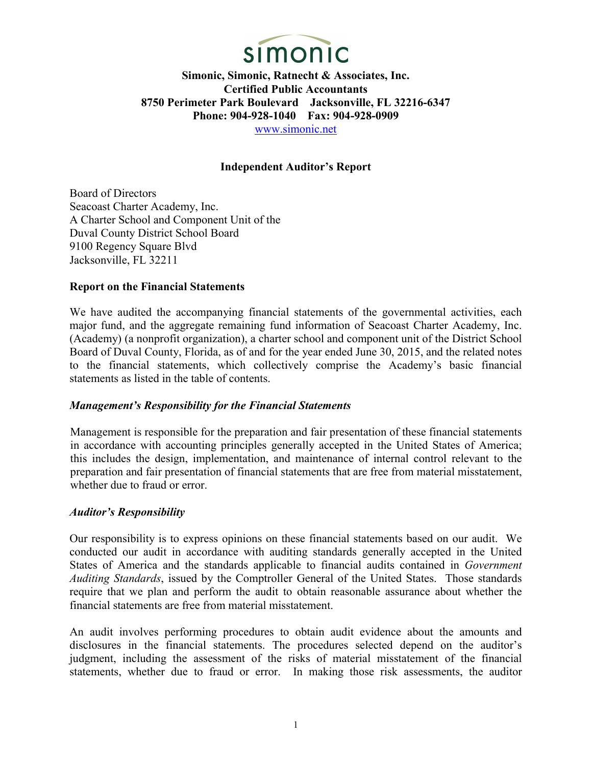simonic

**Simonic, Simonic, Ratnecht & Associates, Inc.**
**Certified Public Accountants**
**8750 Perimeter Park Boulevard    Jacksonville, FL 32216-6347**
**Phone: 904-928-1040    Fax: 904-928-0909**
www.simonic.net

## Independent Auditor's Report

Board of Directors
Seacoast Charter Academy, Inc.
A Charter School and Component Unit of the
Duval County District School Board
9100 Regency Square Blvd
Jacksonville, FL 32211

### Report on the Financial Statements

We have audited the accompanying financial statements of the governmental activities, each major fund, and the aggregate remaining fund information of Seacoast Charter Academy, Inc. (Academy) (a nonprofit organization), a charter school and component unit of the District School Board of Duval County, Florida, as of and for the year ended June 30, 2015, and the related notes to the financial statements, which collectively comprise the Academy's basic financial statements as listed in the table of contents.

### *Management's Responsibility for the Financial Statements*

Management is responsible for the preparation and fair presentation of these financial statements in accordance with accounting principles generally accepted in the United States of America; this includes the design, implementation, and maintenance of internal control relevant to the preparation and fair presentation of financial statements that are free from material misstatement, whether due to fraud or error.

### *Auditor's Responsibility*

Our responsibility is to express opinions on these financial statements based on our audit. We conducted our audit in accordance with auditing standards generally accepted in the United States of America and the standards applicable to financial audits contained in *Government Auditing Standards*, issued by the Comptroller General of the United States. Those standards require that we plan and perform the audit to obtain reasonable assurance about whether the financial statements are free from material misstatement.

An audit involves performing procedures to obtain audit evidence about the amounts and disclosures in the financial statements. The procedures selected depend on the auditor's judgment, including the assessment of the risks of material misstatement of the financial statements, whether due to fraud or error. In making those risk assessments, the auditor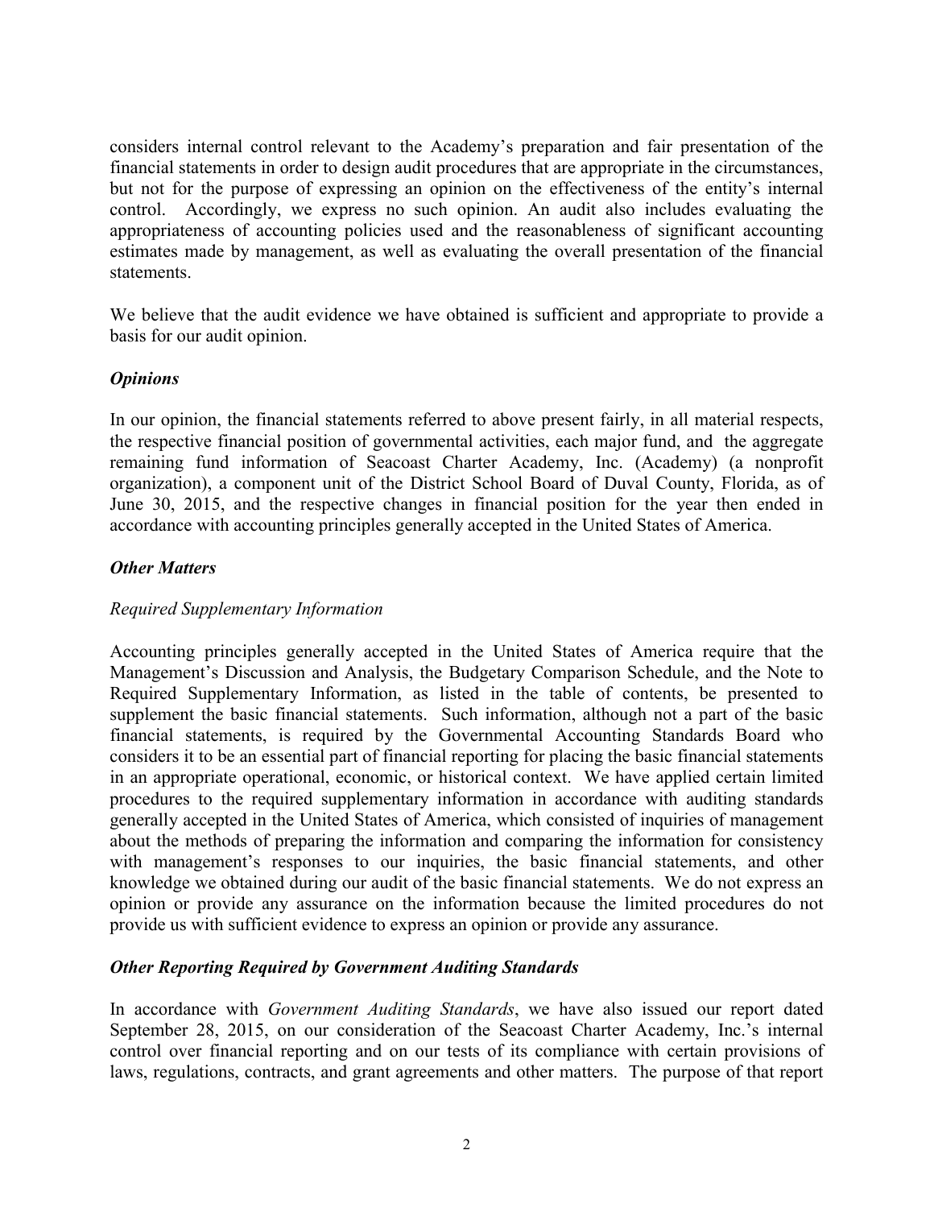considers internal control relevant to the Academy's preparation and fair presentation of the financial statements in order to design audit procedures that are appropriate in the circumstances, but not for the purpose of expressing an opinion on the effectiveness of the entity's internal control. Accordingly, we express no such opinion. An audit also includes evaluating the appropriateness of accounting policies used and the reasonableness of significant accounting estimates made by management, as well as evaluating the overall presentation of the financial statements.

We believe that the audit evidence we have obtained is sufficient and appropriate to provide a basis for our audit opinion.

### *Opinions*

In our opinion, the financial statements referred to above present fairly, in all material respects, the respective financial position of governmental activities, each major fund, and the aggregate remaining fund information of Seacoast Charter Academy, Inc. (Academy) (a nonprofit organization), a component unit of the District School Board of Duval County, Florida, as of June 30, 2015, and the respective changes in financial position for the year then ended in accordance with accounting principles generally accepted in the United States of America.

### *Other Matters*

*Required Supplementary Information*

Accounting principles generally accepted in the United States of America require that the Management's Discussion and Analysis, the Budgetary Comparison Schedule, and the Note to Required Supplementary Information, as listed in the table of contents, be presented to supplement the basic financial statements. Such information, although not a part of the basic financial statements, is required by the Governmental Accounting Standards Board who considers it to be an essential part of financial reporting for placing the basic financial statements in an appropriate operational, economic, or historical context. We have applied certain limited procedures to the required supplementary information in accordance with auditing standards generally accepted in the United States of America, which consisted of inquiries of management about the methods of preparing the information and comparing the information for consistency with management's responses to our inquiries, the basic financial statements, and other knowledge we obtained during our audit of the basic financial statements. We do not express an opinion or provide any assurance on the information because the limited procedures do not provide us with sufficient evidence to express an opinion or provide any assurance.

### *Other Reporting Required by Government Auditing Standards*

In accordance with *Government Auditing Standards*, we have also issued our report dated September 28, 2015, on our consideration of the Seacoast Charter Academy, Inc.'s internal control over financial reporting and on our tests of its compliance with certain provisions of laws, regulations, contracts, and grant agreements and other matters. The purpose of that report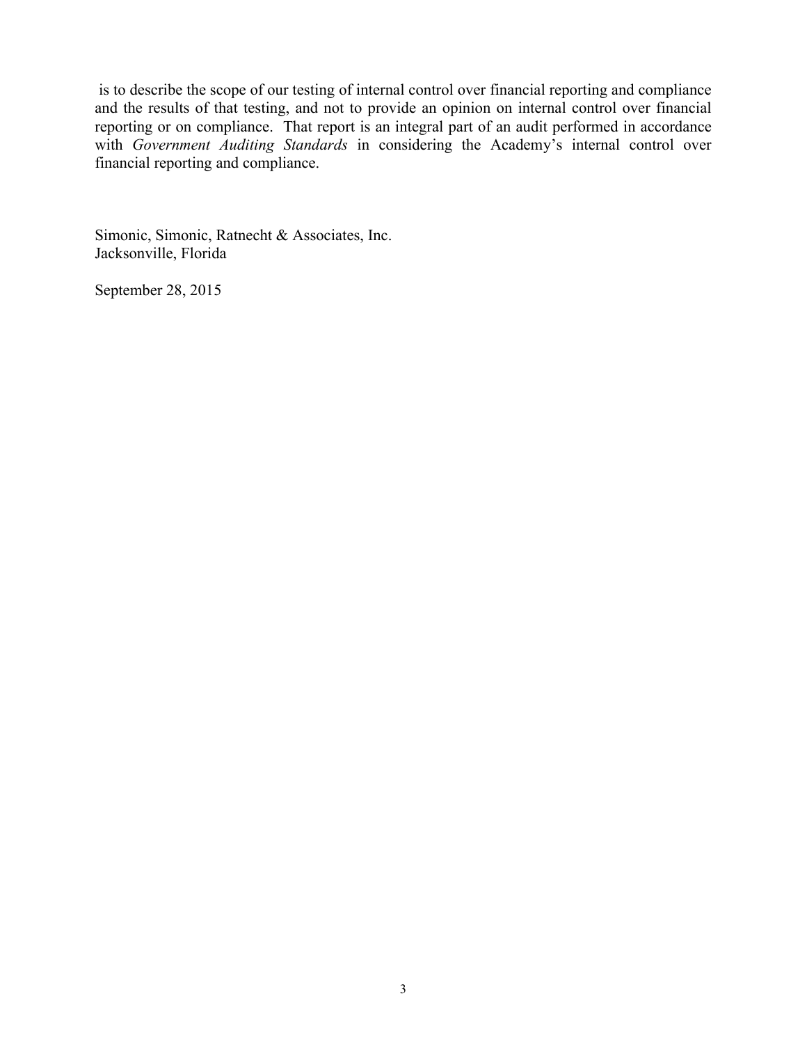is to describe the scope of our testing of internal control over financial reporting and compliance and the results of that testing, and not to provide an opinion on internal control over financial reporting or on compliance. That report is an integral part of an audit performed in accordance with *Government Auditing Standards* in considering the Academy's internal control over financial reporting and compliance.

Simonic, Simonic, Ratnecht & Associates, Inc.
Jacksonville, Florida

September 28, 2015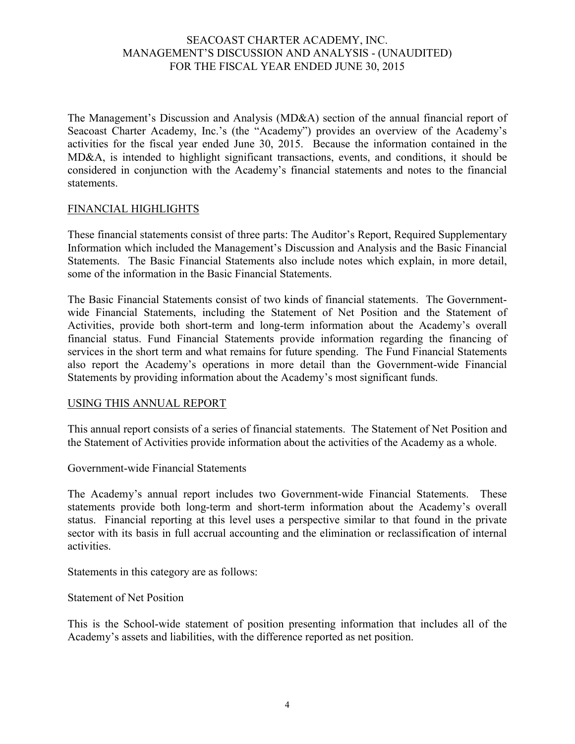# SEACOAST CHARTER ACADEMY, INC.
## MANAGEMENT'S DISCUSSION AND ANALYSIS - (UNAUDITED)
## FOR THE FISCAL YEAR ENDED JUNE 30, 2015

The Management's Discussion and Analysis (MD&A) section of the annual financial report of Seacoast Charter Academy, Inc.'s (the "Academy") provides an overview of the Academy's activities for the fiscal year ended June 30, 2015. Because the information contained in the MD&A, is intended to highlight significant transactions, events, and conditions, it should be considered in conjunction with the Academy's financial statements and notes to the financial statements.

### FINANCIAL HIGHLIGHTS

These financial statements consist of three parts: The Auditor's Report, Required Supplementary Information which included the Management's Discussion and Analysis and the Basic Financial Statements. The Basic Financial Statements also include notes which explain, in more detail, some of the information in the Basic Financial Statements.

The Basic Financial Statements consist of two kinds of financial statements. The Government-wide Financial Statements, including the Statement of Net Position and the Statement of Activities, provide both short-term and long-term information about the Academy's overall financial status. Fund Financial Statements provide information regarding the financing of services in the short term and what remains for future spending. The Fund Financial Statements also report the Academy's operations in more detail than the Government-wide Financial Statements by providing information about the Academy's most significant funds.

### USING THIS ANNUAL REPORT

This annual report consists of a series of financial statements. The Statement of Net Position and the Statement of Activities provide information about the activities of the Academy as a whole.

Government-wide Financial Statements

The Academy's annual report includes two Government-wide Financial Statements. These statements provide both long-term and short-term information about the Academy's overall status. Financial reporting at this level uses a perspective similar to that found in the private sector with its basis in full accrual accounting and the elimination or reclassification of internal activities.

Statements in this category are as follows:

Statement of Net Position

This is the School-wide statement of position presenting information that includes all of the Academy's assets and liabilities, with the difference reported as net position.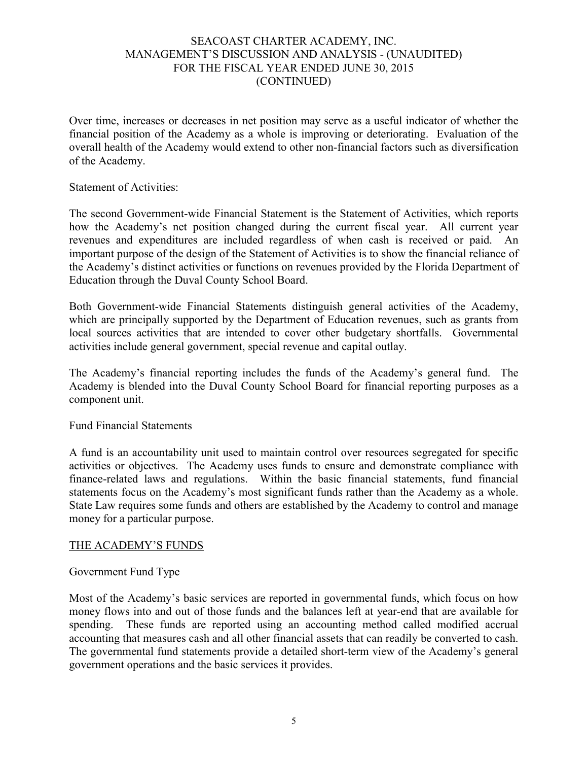Over time, increases or decreases in net position may serve as a useful indicator of whether the financial position of the Academy as a whole is improving or deteriorating. Evaluation of the overall health of the Academy would extend to other non-financial factors such as diversification of the Academy.

Statement of Activities:

The second Government-wide Financial Statement is the Statement of Activities, which reports how the Academy's net position changed during the current fiscal year. All current year revenues and expenditures are included regardless of when cash is received or paid. An important purpose of the design of the Statement of Activities is to show the financial reliance of the Academy's distinct activities or functions on revenues provided by the Florida Department of Education through the Duval County School Board.

Both Government-wide Financial Statements distinguish general activities of the Academy, which are principally supported by the Department of Education revenues, such as grants from local sources activities that are intended to cover other budgetary shortfalls. Governmental activities include general government, special revenue and capital outlay.

The Academy's financial reporting includes the funds of the Academy's general fund. The Academy is blended into the Duval County School Board for financial reporting purposes as a component unit.

Fund Financial Statements

A fund is an accountability unit used to maintain control over resources segregated for specific activities or objectives. The Academy uses funds to ensure and demonstrate compliance with finance-related laws and regulations. Within the basic financial statements, fund financial statements focus on the Academy's most significant funds rather than the Academy as a whole. State Law requires some funds and others are established by the Academy to control and manage money for a particular purpose.

## THE ACADEMY'S FUNDS

Government Fund Type

Most of the Academy's basic services are reported in governmental funds, which focus on how money flows into and out of those funds and the balances left at year-end that are available for spending. These funds are reported using an accounting method called modified accrual accounting that measures cash and all other financial assets that can readily be converted to cash. The governmental fund statements provide a detailed short-term view of the Academy's general government operations and the basic services it provides.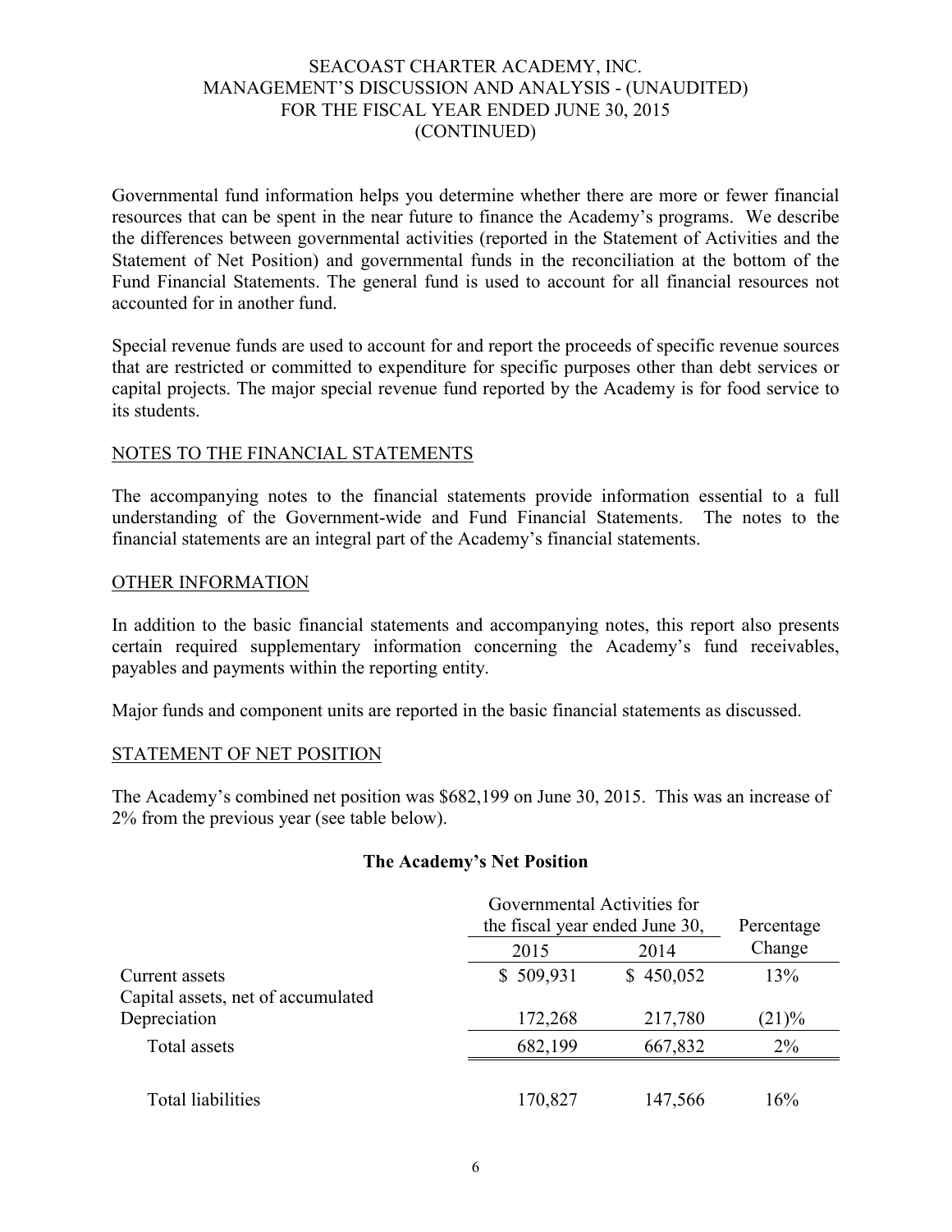Governmental fund information helps you determine whether there are more or fewer financial resources that can be spent in the near future to finance the Academy's programs. We describe the differences between governmental activities (reported in the Statement of Activities and the Statement of Net Position) and governmental funds in the reconciliation at the bottom of the Fund Financial Statements. The general fund is used to account for all financial resources not accounted for in another fund.

Special revenue funds are used to account for and report the proceeds of specific revenue sources that are restricted or committed to expenditure for specific purposes other than debt services or capital projects. The major special revenue fund reported by the Academy is for food service to its students.

## NOTES TO THE FINANCIAL STATEMENTS

The accompanying notes to the financial statements provide information essential to a full understanding of the Government-wide and Fund Financial Statements. The notes to the financial statements are an integral part of the Academy's financial statements.

## OTHER INFORMATION

In addition to the basic financial statements and accompanying notes, this report also presents certain required supplementary information concerning the Academy's fund receivables, payables and payments within the reporting entity.

Major funds and component units are reported in the basic financial statements as discussed.

## STATEMENT OF NET POSITION

The Academy's combined net position was $682,199 on June 30, 2015. This was an increase of 2% from the previous year (see table below).

**The Academy's Net Position**

| | Governmental Activities for the fiscal year ended June 30, | | Percentage Change |
|---|---|---|---|
| | 2015 | 2014 | |
| Current assets | $ 509,931 | $ 450,052 | 13% |
| Capital assets, net of accumulated Depreciation | 172,268 | 217,780 | (21)% |
| Total assets | 682,199 | 667,832 | 2% |
| Total liabilities | 170,827 | 147,566 | 16% |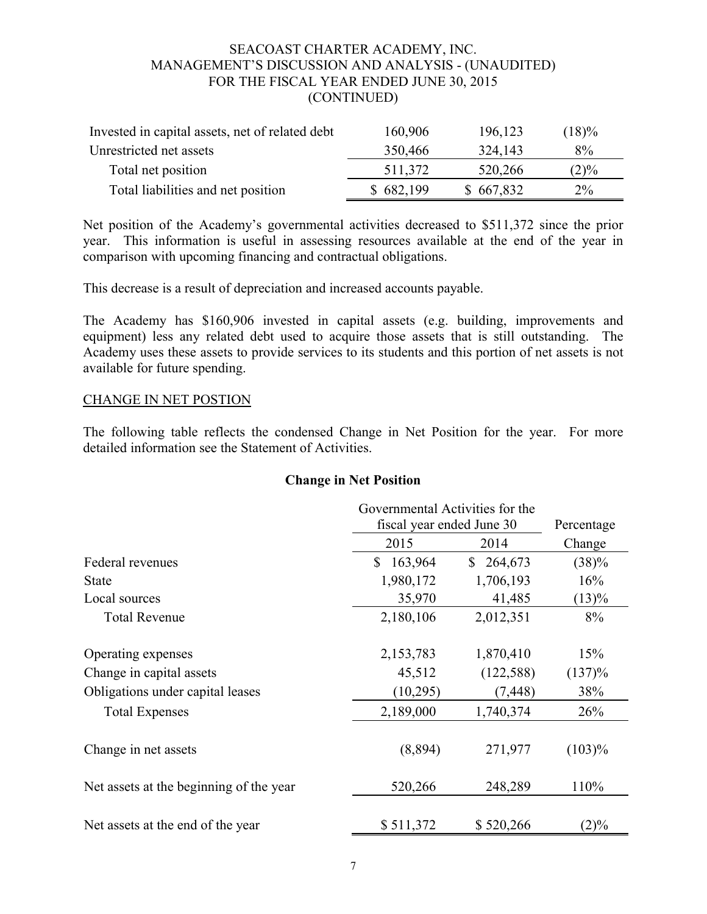| | | | |
|---|---|---|---|
| Invested in capital assets, net of related debt | 160,906 | 196,123 | (18)% |
| Unrestricted net assets | 350,466 | 324,143 | 8% |
| Total net position | 511,372 | 520,266 | (2)% |
| Total liabilities and net position | $ 682,199 | $ 667,832 | 2% |

Net position of the Academy's governmental activities decreased to $511,372 since the prior year. This information is useful in assessing resources available at the end of the year in comparison with upcoming financing and contractual obligations.

This decrease is a result of depreciation and increased accounts payable.

The Academy has $160,906 invested in capital assets (e.g. building, improvements and equipment) less any related debt used to acquire those assets that is still outstanding. The Academy uses these assets to provide services to its students and this portion of net assets is not available for future spending.

## CHANGE IN NET POSTION

The following table reflects the condensed Change in Net Position for the year. For more detailed information see the Statement of Activities.

**Change in Net Position**

| | Governmental Activities for the fiscal year ended June 30 | | Percentage |
|---|---|---|---|
| | 2015 | 2014 | Change |
| Federal revenues | $ 163,964 | $ 264,673 | (38)% |
| State | 1,980,172 | 1,706,193 | 16% |
| Local sources | 35,970 | 41,485 | (13)% |
| Total Revenue | 2,180,106 | 2,012,351 | 8% |
| Operating expenses | 2,153,783 | 1,870,410 | 15% |
| Change in capital assets | 45,512 | (122,588) | (137)% |
| Obligations under capital leases | (10,295) | (7,448) | 38% |
| Total Expenses | 2,189,000 | 1,740,374 | 26% |
| Change in net assets | (8,894) | 271,977 | (103)% |
| Net assets at the beginning of the year | 520,266 | 248,289 | 110% |
| Net assets at the end of the year | $ 511,372 | $ 520,266 | (2)% |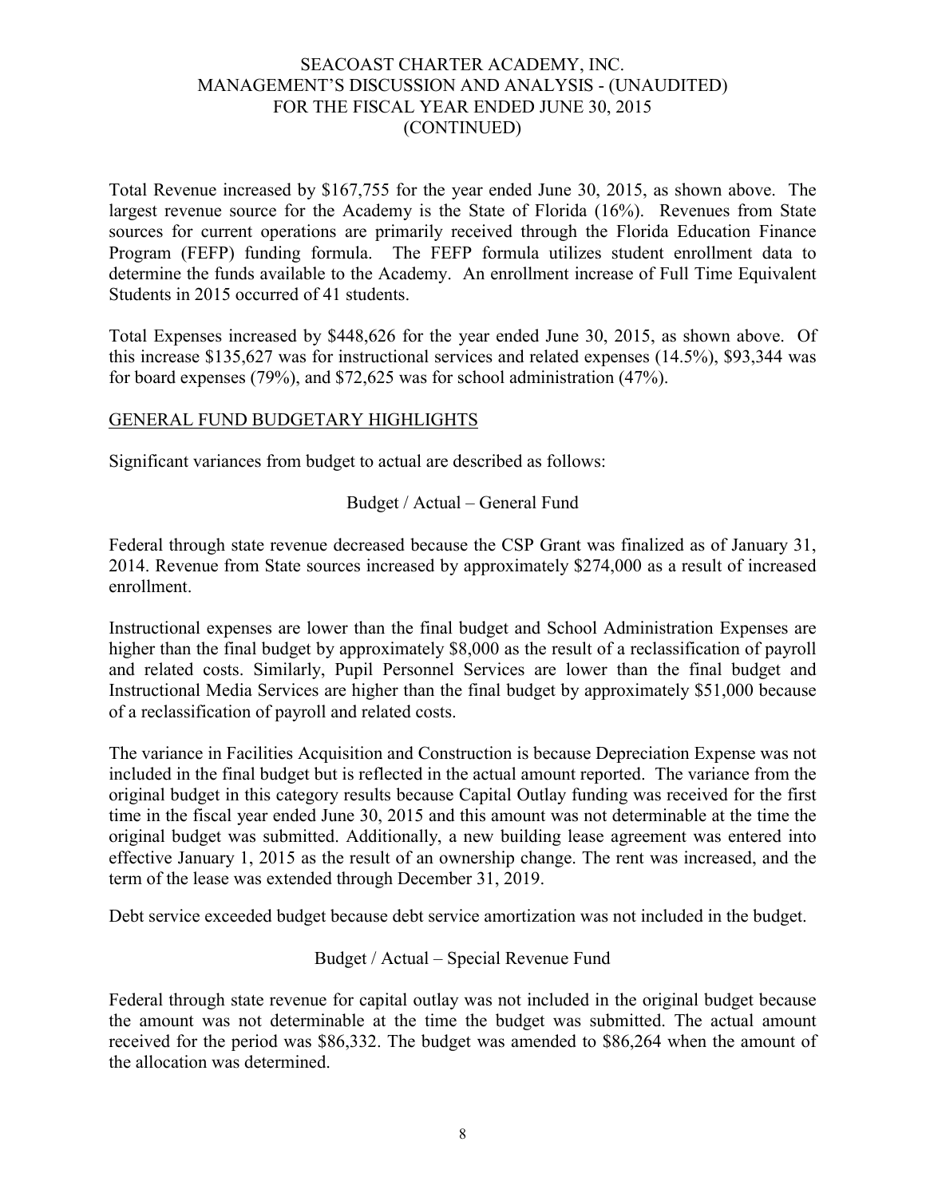Total Revenue increased by $167,755 for the year ended June 30, 2015, as shown above. The largest revenue source for the Academy is the State of Florida (16%). Revenues from State sources for current operations are primarily received through the Florida Education Finance Program (FEFP) funding formula. The FEFP formula utilizes student enrollment data to determine the funds available to the Academy. An enrollment increase of Full Time Equivalent Students in 2015 occurred of 41 students.

Total Expenses increased by $448,626 for the year ended June 30, 2015, as shown above. Of this increase $135,627 was for instructional services and related expenses (14.5%), $93,344 was for board expenses (79%), and $72,625 was for school administration (47%).

## GENERAL FUND BUDGETARY HIGHLIGHTS

Significant variances from budget to actual are described as follows:

### Budget / Actual – General Fund

Federal through state revenue decreased because the CSP Grant was finalized as of January 31, 2014. Revenue from State sources increased by approximately $274,000 as a result of increased enrollment.

Instructional expenses are lower than the final budget and School Administration Expenses are higher than the final budget by approximately $8,000 as the result of a reclassification of payroll and related costs. Similarly, Pupil Personnel Services are lower than the final budget and Instructional Media Services are higher than the final budget by approximately $51,000 because of a reclassification of payroll and related costs.

The variance in Facilities Acquisition and Construction is because Depreciation Expense was not included in the final budget but is reflected in the actual amount reported. The variance from the original budget in this category results because Capital Outlay funding was received for the first time in the fiscal year ended June 30, 2015 and this amount was not determinable at the time the original budget was submitted. Additionally, a new building lease agreement was entered into effective January 1, 2015 as the result of an ownership change. The rent was increased, and the term of the lease was extended through December 31, 2019.

Debt service exceeded budget because debt service amortization was not included in the budget.

### Budget / Actual – Special Revenue Fund

Federal through state revenue for capital outlay was not included in the original budget because the amount was not determinable at the time the budget was submitted. The actual amount received for the period was $86,332. The budget was amended to $86,264 when the amount of the allocation was determined.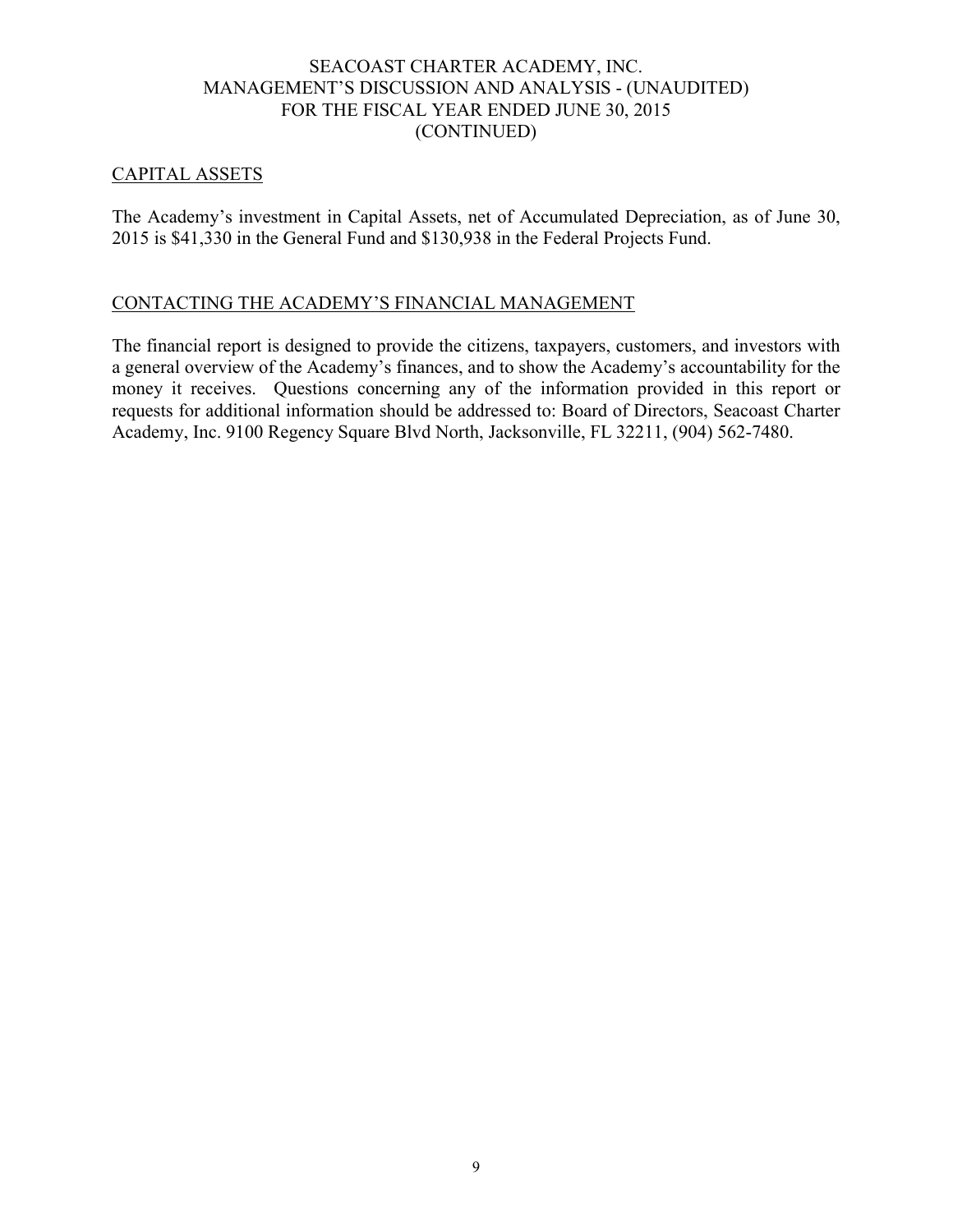## CAPITAL ASSETS

The Academy's investment in Capital Assets, net of Accumulated Depreciation, as of June 30, 2015 is $41,330 in the General Fund and $130,938 in the Federal Projects Fund.

## CONTACTING THE ACADEMY'S FINANCIAL MANAGEMENT

The financial report is designed to provide the citizens, taxpayers, customers, and investors with a general overview of the Academy's finances, and to show the Academy's accountability for the money it receives. Questions concerning any of the information provided in this report or requests for additional information should be addressed to: Board of Directors, Seacoast Charter Academy, Inc. 9100 Regency Square Blvd North, Jacksonville, FL 32211, (904) 562-7480.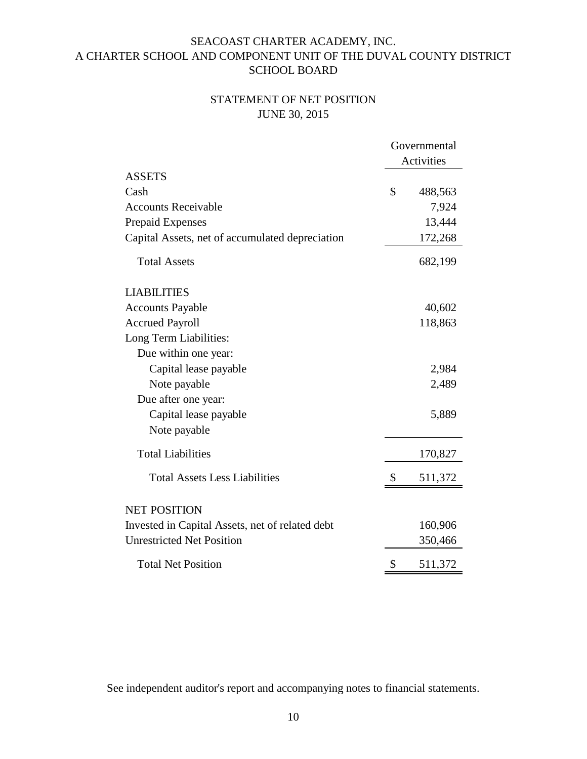SEACOAST CHARTER ACADEMY, INC.
A CHARTER SCHOOL AND COMPONENT UNIT OF THE DUVAL COUNTY DISTRICT SCHOOL BOARD

STATEMENT OF NET POSITION
JUNE 30, 2015

| | Governmental Activities |
|---|---|
| **ASSETS** | |
| Cash | $ 488,563 |
| Accounts Receivable | 7,924 |
| Prepaid Expenses | 13,444 |
| Capital Assets, net of accumulated depreciation | 172,268 |
| Total Assets | 682,199 |
| **LIABILITIES** | |
| Accounts Payable | 40,602 |
| Accrued Payroll | 118,863 |
| Long Term Liabilities: | |
| Due within one year: | |
| Capital lease payable | 2,984 |
| Note payable | 2,489 |
| Due after one year: | |
| Capital lease payable | 5,889 |
| Note payable | |
| Total Liabilities | 170,827 |
| Total Assets Less Liabilities | $ 511,372 |
| **NET POSITION** | |
| Invested in Capital Assets, net of related debt | 160,906 |
| Unrestricted Net Position | 350,466 |
| Total Net Position | $ 511,372 |

See independent auditor's report and accompanying notes to financial statements.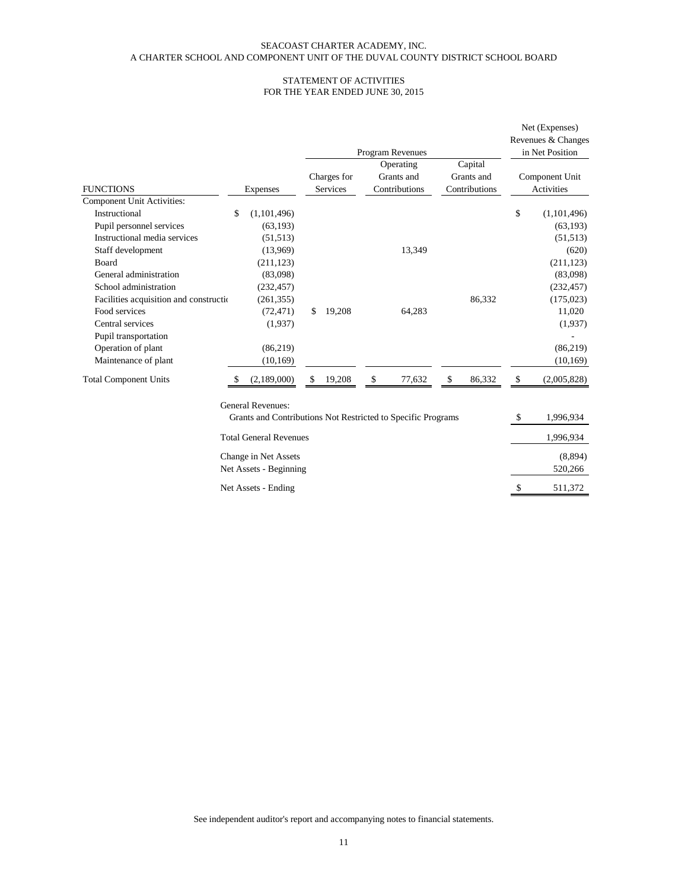SEACOAST CHARTER ACADEMY, INC.
A CHARTER SCHOOL AND COMPONENT UNIT OF THE DUVAL COUNTY DISTRICT SCHOOL BOARD

STATEMENT OF ACTIVITIES
FOR THE YEAR ENDED JUNE 30, 2015

| | | Program Revenues | | | Net (Expenses) Revenues & Changes in Net Position |
|---|---|---|---|---|---|
| FUNCTIONS | Expenses | Charges for Services | Operating Grants and Contributions | Capital Grants and Contributions | Component Unit Activities |
| Component Unit Activities: | | | | | |
| Instructional | $ (1,101,496) | | | | $ (1,101,496) |
| Pupil personnel services | (63,193) | | | | (63,193) |
| Instructional media services | (51,513) | | | | (51,513) |
| Staff development | (13,969) | | 13,349 | | (620) |
| Board | (211,123) | | | | (211,123) |
| General administration | (83,098) | | | | (83,098) |
| School administration | (232,457) | | | | (232,457) |
| Facilities acquisition and constructio | (261,355) | | | 86,332 | (175,023) |
| Food services | (72,471) | $ 19,208 | 64,283 | | 11,020 |
| Central services | (1,937) | | | | (1,937) |
| Pupil transportation | | | | | - |
| Operation of plant | (86,219) | | | | (86,219) |
| Maintenance of plant | (10,169) | | | | (10,169) |
| Total Component Units | $ (2,189,000) | $ 19,208 | $ 77,632 | $ 86,332 | $ (2,005,828) |
| General Revenues: | | | | | |
| Grants and Contributions Not Restricted to Specific Programs | | | | | $ 1,996,934 |
| Total General Revenues | | | | | 1,996,934 |
| Change in Net Assets | | | | | (8,894) |
| Net Assets - Beginning | | | | | 520,266 |
| Net Assets - Ending | | | | | $ 511,372 |

See independent auditor's report and accompanying notes to financial statements.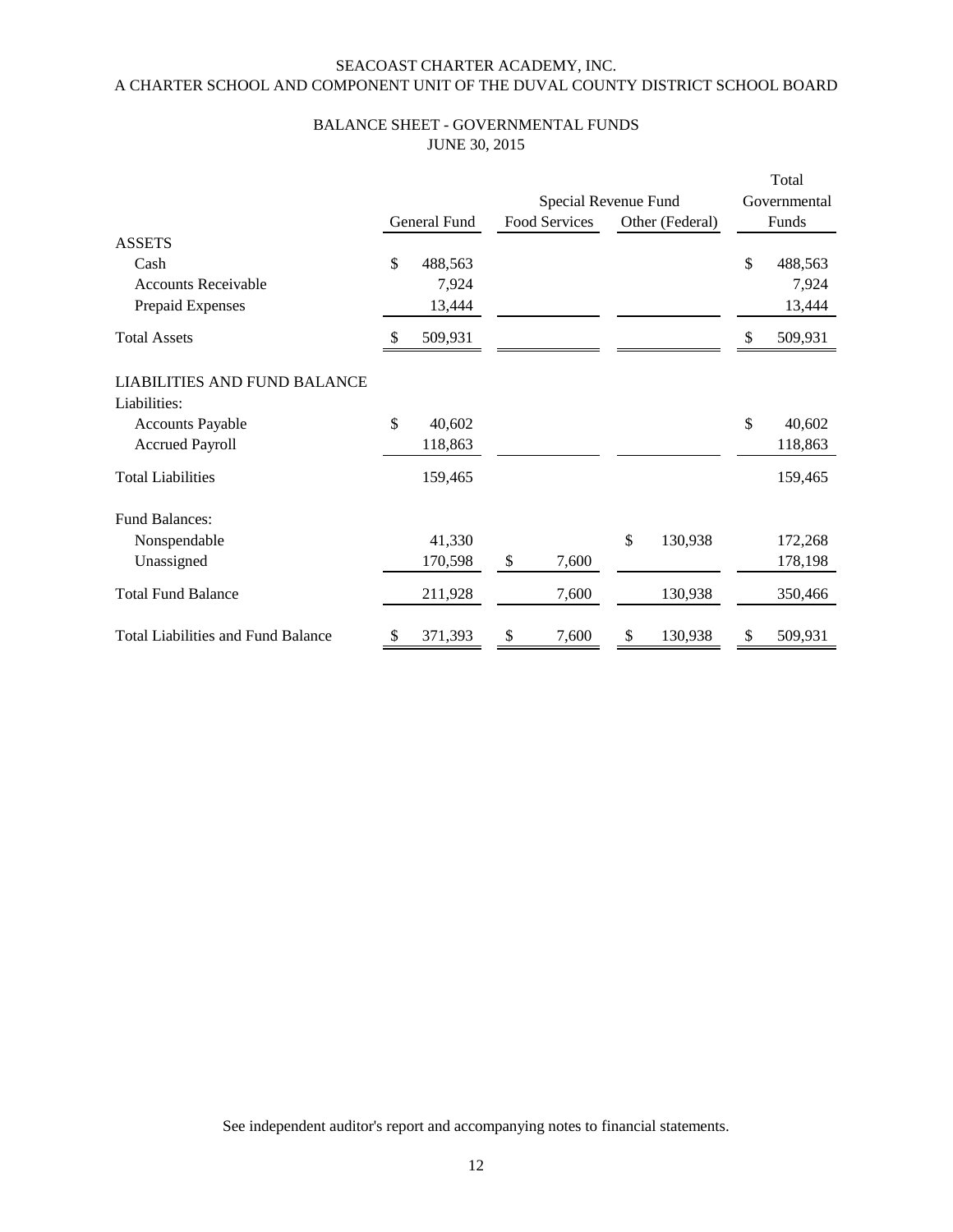SEACOAST CHARTER ACADEMY, INC.
A CHARTER SCHOOL AND COMPONENT UNIT OF THE DUVAL COUNTY DISTRICT SCHOOL BOARD

## BALANCE SHEET - GOVERNMENTAL FUNDS
JUNE 30, 2015

| | General Fund | Special Revenue Fund | | Total Governmental Funds |
|---|---|---|---|---|
| | | Food Services | Other (Federal) | |
| **ASSETS** | | | | |
| Cash | $ 488,563 | | | $ 488,563 |
| Accounts Receivable | 7,924 | | | 7,924 |
| Prepaid Expenses | 13,444 | | | 13,444 |
| Total Assets | $ 509,931 | | | $ 509,931 |
| **LIABILITIES AND FUND BALANCE** | | | | |
| Liabilities: | | | | |
| Accounts Payable | $ 40,602 | | | $ 40,602 |
| Accrued Payroll | 118,863 | | | 118,863 |
| Total Liabilities | 159,465 | | | 159,465 |
| Fund Balances: | | | | |
| Nonspendable | 41,330 | | $ 130,938 | 172,268 |
| Unassigned | 170,598 | $ 7,600 | | 178,198 |
| Total Fund Balance | 211,928 | 7,600 | 130,938 | 350,466 |
| Total Liabilities and Fund Balance | $ 371,393 | $ 7,600 | $ 130,938 | $ 509,931 |

See independent auditor's report and accompanying notes to financial statements.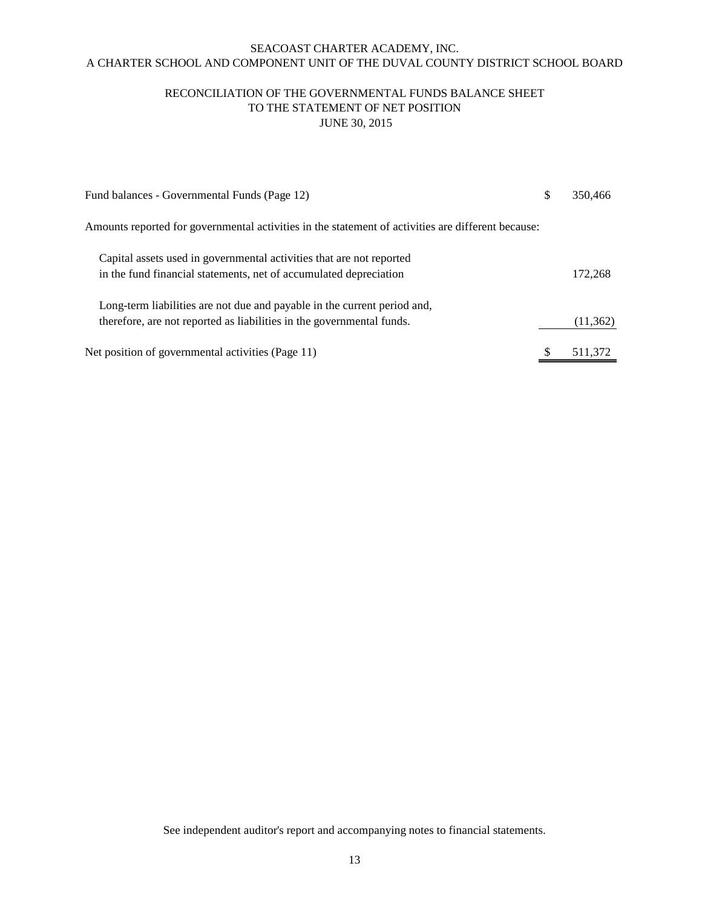SEACOAST CHARTER ACADEMY, INC.
A CHARTER SCHOOL AND COMPONENT UNIT OF THE DUVAL COUNTY DISTRICT SCHOOL BOARD

# RECONCILIATION OF THE GOVERNMENTAL FUNDS BALANCE SHEET TO THE STATEMENT OF NET POSITION

JUNE 30, 2015

| | | |
|---|---|---|
| Fund balances - Governmental Funds (Page 12) | $ | 350,466 |
| Amounts reported for governmental activities in the statement of activities are different because: | | |
| Capital assets used in governmental activities that are not reported in the fund financial statements, net of accumulated depreciation | | 172,268 |
| Long-term liabilities are not due and payable in the current period and, therefore, are not reported as liabilities in the governmental funds. | | (11,362) |
| Net position of governmental activities (Page 11) | $ | 511,372 |

See independent auditor's report and accompanying notes to financial statements.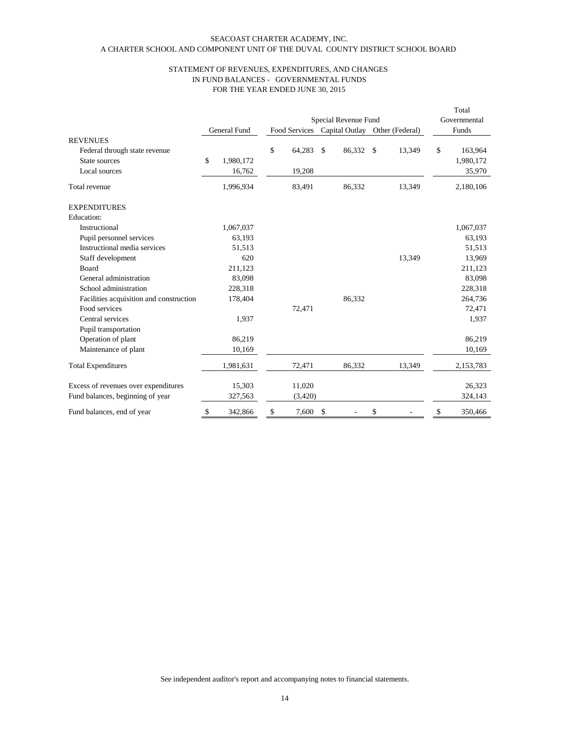SEACOAST CHARTER ACADEMY, INC.
A CHARTER SCHOOL AND COMPONENT UNIT OF THE DUVAL COUNTY DISTRICT SCHOOL BOARD

STATEMENT OF REVENUES, EXPENDITURES, AND CHANGES
IN FUND BALANCES - GOVERNMENTAL FUNDS
FOR THE YEAR ENDED JUNE 30, 2015

| | General Fund | Special Revenue Fund | | | Total Governmental Funds |
|---|---|---|---|---|---|
| | | Food Services | Capital Outlay | Other (Federal) | |
| **REVENUES** | | | | | |
| Federal through state revenue | | $ 64,283 | $ 86,332 | $ 13,349 | $ 163,964 |
| State sources | $ 1,980,172 | | | | 1,980,172 |
| Local sources | 16,762 | 19,208 | | | 35,970 |
| Total revenue | 1,996,934 | 83,491 | 86,332 | 13,349 | 2,180,106 |
| **EXPENDITURES** | | | | | |
| Education: | | | | | |
| Instructional | 1,067,037 | | | | 1,067,037 |
| Pupil personnel services | 63,193 | | | | 63,193 |
| Instructional media services | 51,513 | | | | 51,513 |
| Staff development | 620 | | | 13,349 | 13,969 |
| Board | 211,123 | | | | 211,123 |
| General administration | 83,098 | | | | 83,098 |
| School administration | 228,318 | | | | 228,318 |
| Facilities acquisition and construction | 178,404 | | 86,332 | | 264,736 |
| Food services | | 72,471 | | | 72,471 |
| Central services | 1,937 | | | | 1,937 |
| Pupil transportation | | | | | |
| Operation of plant | 86,219 | | | | 86,219 |
| Maintenance of plant | 10,169 | | | | 10,169 |
| Total Expenditures | 1,981,631 | 72,471 | 86,332 | 13,349 | 2,153,783 |
| Excess of revenues over expenditures | 15,303 | 11,020 | | | 26,323 |
| Fund balances, beginning of year | 327,563 | (3,420) | | | 324,143 |
| Fund balances, end of year | $ 342,866 | $ 7,600 | $ - | $ - | $ 350,466 |

See independent auditor's report and accompanying notes to financial statements.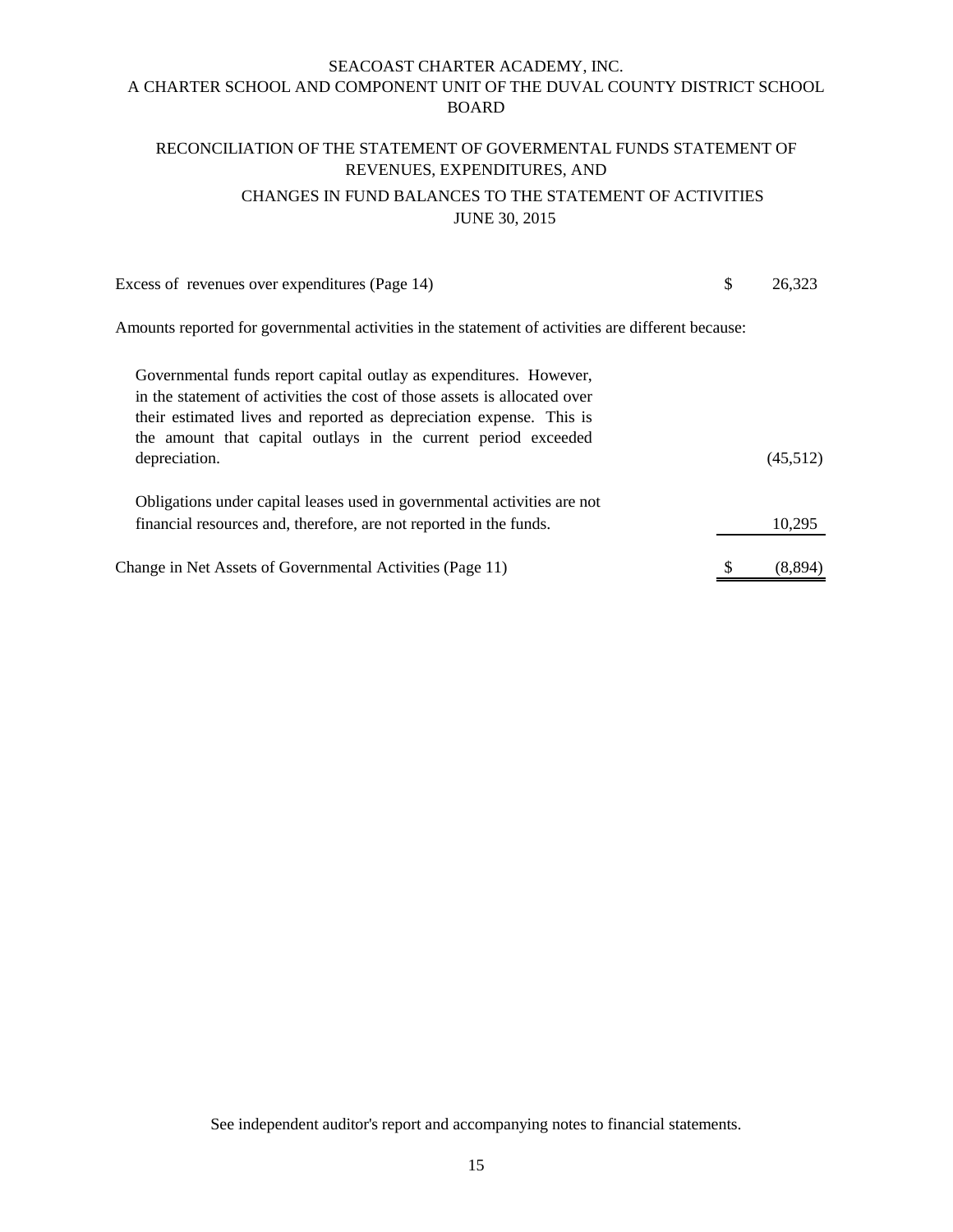SEACOAST CHARTER ACADEMY, INC.
A CHARTER SCHOOL AND COMPONENT UNIT OF THE DUVAL COUNTY DISTRICT SCHOOL BOARD

RECONCILIATION OF THE STATEMENT OF GOVERMENTAL FUNDS STATEMENT OF REVENUES, EXPENDITURES, AND
CHANGES IN FUND BALANCES TO THE STATEMENT OF ACTIVITIES
JUNE 30, 2015

| | | |
|---|---|---|
| Excess of revenues over expenditures (Page 14) | $ | 26,323 |
| Amounts reported for governmental activities in the statement of activities are different because: | | |
| Governmental funds report capital outlay as expenditures. However, in the statement of activities the cost of those assets is allocated over their estimated lives and reported as depreciation expense. This is the amount that capital outlays in the current period exceeded depreciation. | | (45,512) |
| Obligations under capital leases used in governmental activities are not financial resources and, therefore, are not reported in the funds. | | 10,295 |
| Change in Net Assets of Governmental Activities (Page 11) | $ | (8,894) |

See independent auditor's report and accompanying notes to financial statements.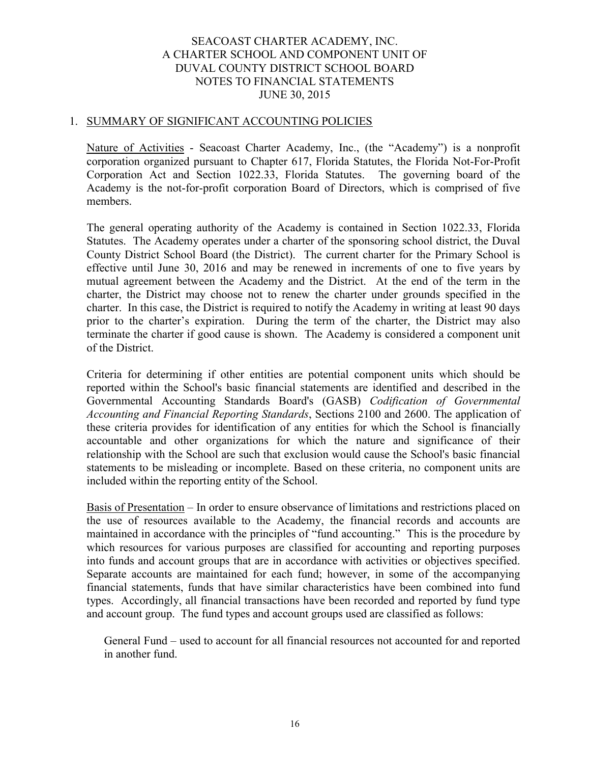SEACOAST CHARTER ACADEMY, INC.
A CHARTER SCHOOL AND COMPONENT UNIT OF
DUVAL COUNTY DISTRICT SCHOOL BOARD
NOTES TO FINANCIAL STATEMENTS
JUNE 30, 2015

## 1. SUMMARY OF SIGNIFICANT ACCOUNTING POLICIES

Nature of Activities - Seacoast Charter Academy, Inc., (the "Academy") is a nonprofit corporation organized pursuant to Chapter 617, Florida Statutes, the Florida Not-For-Profit Corporation Act and Section 1022.33, Florida Statutes. The governing board of the Academy is the not-for-profit corporation Board of Directors, which is comprised of five members.

The general operating authority of the Academy is contained in Section 1022.33, Florida Statutes. The Academy operates under a charter of the sponsoring school district, the Duval County District School Board (the District). The current charter for the Primary School is effective until June 30, 2016 and may be renewed in increments of one to five years by mutual agreement between the Academy and the District. At the end of the term in the charter, the District may choose not to renew the charter under grounds specified in the charter. In this case, the District is required to notify the Academy in writing at least 90 days prior to the charter's expiration. During the term of the charter, the District may also terminate the charter if good cause is shown. The Academy is considered a component unit of the District.

Criteria for determining if other entities are potential component units which should be reported within the School's basic financial statements are identified and described in the Governmental Accounting Standards Board's (GASB) *Codification of Governmental Accounting and Financial Reporting Standards*, Sections 2100 and 2600. The application of these criteria provides for identification of any entities for which the School is financially accountable and other organizations for which the nature and significance of their relationship with the School are such that exclusion would cause the School's basic financial statements to be misleading or incomplete. Based on these criteria, no component units are included within the reporting entity of the School.

Basis of Presentation – In order to ensure observance of limitations and restrictions placed on the use of resources available to the Academy, the financial records and accounts are maintained in accordance with the principles of "fund accounting." This is the procedure by which resources for various purposes are classified for accounting and reporting purposes into funds and account groups that are in accordance with activities or objectives specified. Separate accounts are maintained for each fund; however, in some of the accompanying financial statements, funds that have similar characteristics have been combined into fund types. Accordingly, all financial transactions have been recorded and reported by fund type and account group. The fund types and account groups used are classified as follows:

General Fund – used to account for all financial resources not accounted for and reported in another fund.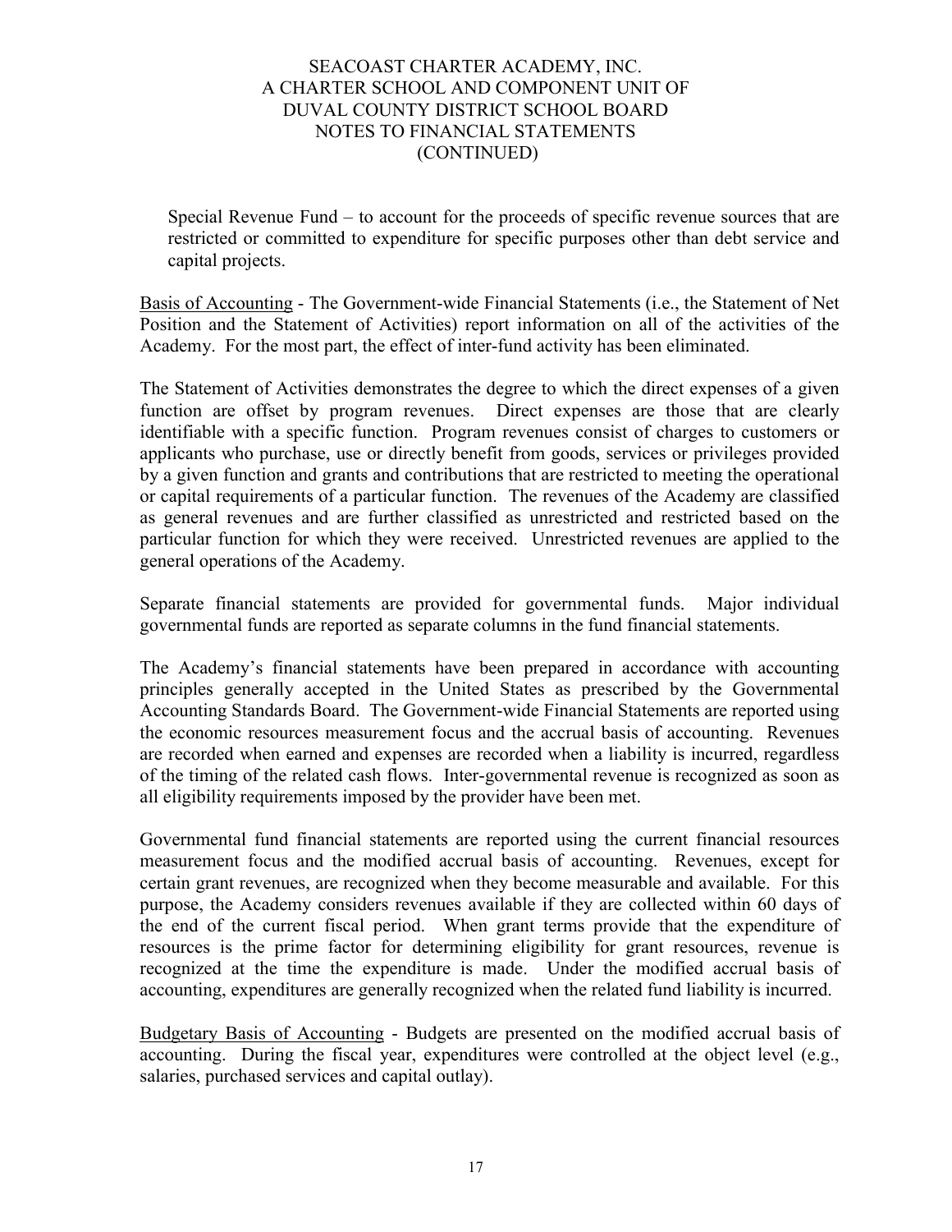Special Revenue Fund – to account for the proceeds of specific revenue sources that are restricted or committed to expenditure for specific purposes other than debt service and capital projects.

Basis of Accounting - The Government-wide Financial Statements (i.e., the Statement of Net Position and the Statement of Activities) report information on all of the activities of the Academy. For the most part, the effect of inter-fund activity has been eliminated.

The Statement of Activities demonstrates the degree to which the direct expenses of a given function are offset by program revenues. Direct expenses are those that are clearly identifiable with a specific function. Program revenues consist of charges to customers or applicants who purchase, use or directly benefit from goods, services or privileges provided by a given function and grants and contributions that are restricted to meeting the operational or capital requirements of a particular function. The revenues of the Academy are classified as general revenues and are further classified as unrestricted and restricted based on the particular function for which they were received. Unrestricted revenues are applied to the general operations of the Academy.

Separate financial statements are provided for governmental funds. Major individual governmental funds are reported as separate columns in the fund financial statements.

The Academy's financial statements have been prepared in accordance with accounting principles generally accepted in the United States as prescribed by the Governmental Accounting Standards Board. The Government-wide Financial Statements are reported using the economic resources measurement focus and the accrual basis of accounting. Revenues are recorded when earned and expenses are recorded when a liability is incurred, regardless of the timing of the related cash flows. Inter-governmental revenue is recognized as soon as all eligibility requirements imposed by the provider have been met.

Governmental fund financial statements are reported using the current financial resources measurement focus and the modified accrual basis of accounting. Revenues, except for certain grant revenues, are recognized when they become measurable and available. For this purpose, the Academy considers revenues available if they are collected within 60 days of the end of the current fiscal period. When grant terms provide that the expenditure of resources is the prime factor for determining eligibility for grant resources, revenue is recognized at the time the expenditure is made. Under the modified accrual basis of accounting, expenditures are generally recognized when the related fund liability is incurred.

Budgetary Basis of Accounting - Budgets are presented on the modified accrual basis of accounting. During the fiscal year, expenditures were controlled at the object level (e.g., salaries, purchased services and capital outlay).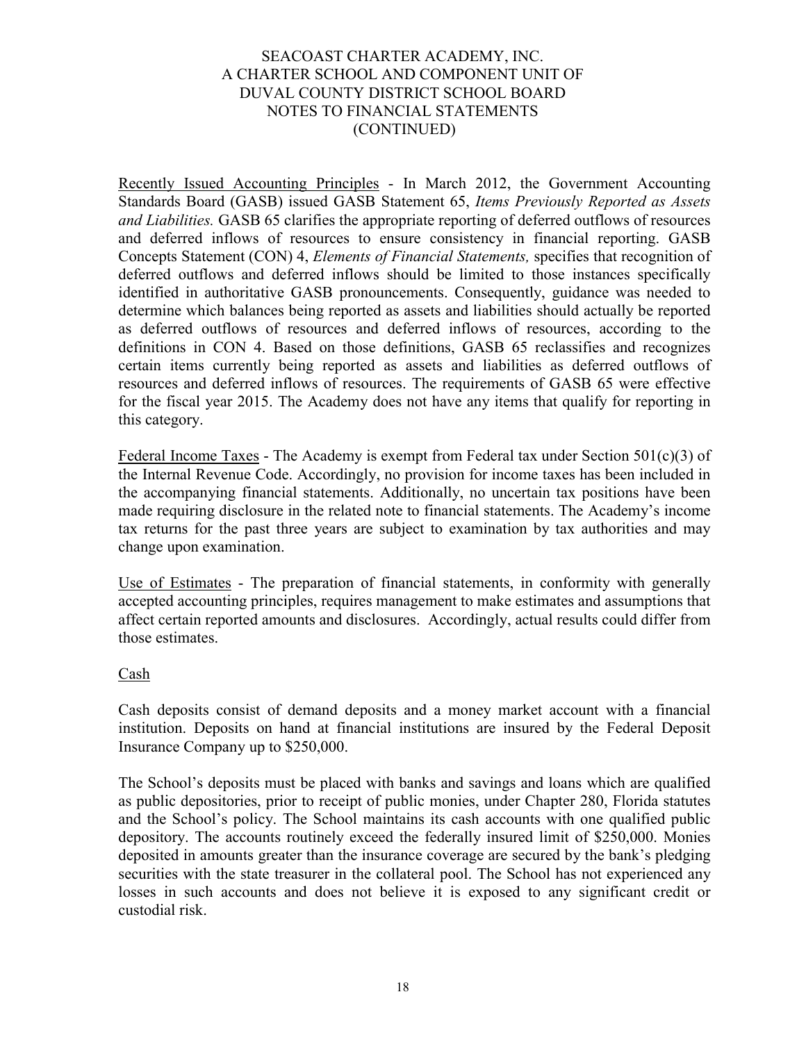SEACOAST CHARTER ACADEMY, INC.
A CHARTER SCHOOL AND COMPONENT UNIT OF
DUVAL COUNTY DISTRICT SCHOOL BOARD
NOTES TO FINANCIAL STATEMENTS
(CONTINUED)

Recently Issued Accounting Principles - In March 2012, the Government Accounting Standards Board (GASB) issued GASB Statement 65, *Items Previously Reported as Assets and Liabilities.* GASB 65 clarifies the appropriate reporting of deferred outflows of resources and deferred inflows of resources to ensure consistency in financial reporting. GASB Concepts Statement (CON) 4, *Elements of Financial Statements,* specifies that recognition of deferred outflows and deferred inflows should be limited to those instances specifically identified in authoritative GASB pronouncements. Consequently, guidance was needed to determine which balances being reported as assets and liabilities should actually be reported as deferred outflows of resources and deferred inflows of resources, according to the definitions in CON 4. Based on those definitions, GASB 65 reclassifies and recognizes certain items currently being reported as assets and liabilities as deferred outflows of resources and deferred inflows of resources. The requirements of GASB 65 were effective for the fiscal year 2015. The Academy does not have any items that qualify for reporting in this category.

Federal Income Taxes - The Academy is exempt from Federal tax under Section 501(c)(3) of the Internal Revenue Code. Accordingly, no provision for income taxes has been included in the accompanying financial statements. Additionally, no uncertain tax positions have been made requiring disclosure in the related note to financial statements. The Academy's income tax returns for the past three years are subject to examination by tax authorities and may change upon examination.

Use of Estimates - The preparation of financial statements, in conformity with generally accepted accounting principles, requires management to make estimates and assumptions that affect certain reported amounts and disclosures. Accordingly, actual results could differ from those estimates.

Cash

Cash deposits consist of demand deposits and a money market account with a financial institution. Deposits on hand at financial institutions are insured by the Federal Deposit Insurance Company up to $250,000.

The School's deposits must be placed with banks and savings and loans which are qualified as public depositories, prior to receipt of public monies, under Chapter 280, Florida statutes and the School's policy. The School maintains its cash accounts with one qualified public depository. The accounts routinely exceed the federally insured limit of $250,000. Monies deposited in amounts greater than the insurance coverage are secured by the bank's pledging securities with the state treasurer in the collateral pool. The School has not experienced any losses in such accounts and does not believe it is exposed to any significant credit or custodial risk.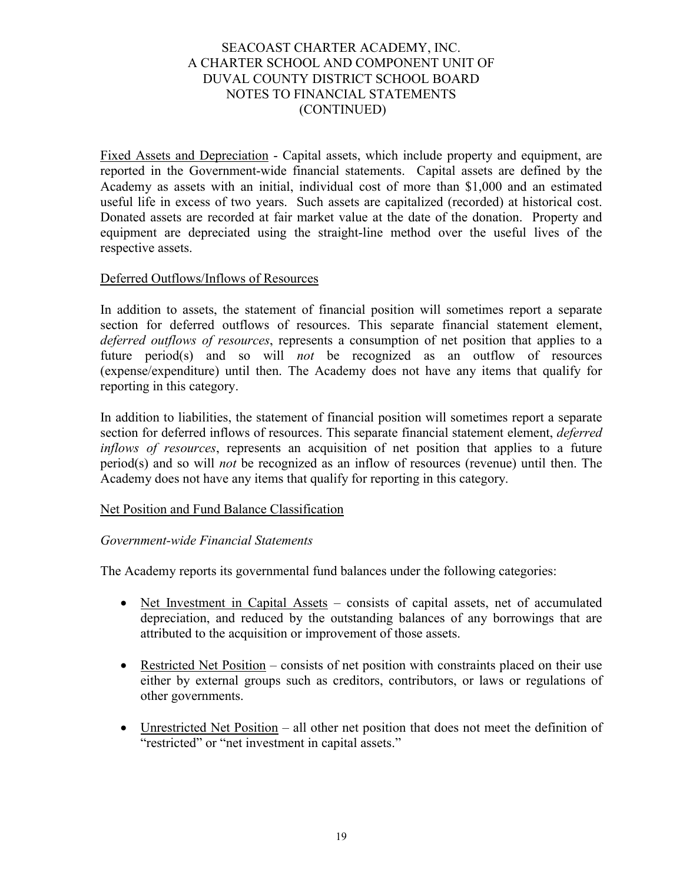Fixed Assets and Depreciation - Capital assets, which include property and equipment, are reported in the Government-wide financial statements. Capital assets are defined by the Academy as assets with an initial, individual cost of more than $1,000 and an estimated useful life in excess of two years. Such assets are capitalized (recorded) at historical cost. Donated assets are recorded at fair market value at the date of the donation. Property and equipment are depreciated using the straight-line method over the useful lives of the respective assets.

Deferred Outflows/Inflows of Resources

In addition to assets, the statement of financial position will sometimes report a separate section for deferred outflows of resources. This separate financial statement element, *deferred outflows of resources*, represents a consumption of net position that applies to a future period(s) and so will *not* be recognized as an outflow of resources (expense/expenditure) until then. The Academy does not have any items that qualify for reporting in this category.

In addition to liabilities, the statement of financial position will sometimes report a separate section for deferred inflows of resources. This separate financial statement element, *deferred inflows of resources*, represents an acquisition of net position that applies to a future period(s) and so will *not* be recognized as an inflow of resources (revenue) until then. The Academy does not have any items that qualify for reporting in this category.

Net Position and Fund Balance Classification

*Government-wide Financial Statements*

The Academy reports its governmental fund balances under the following categories:

- Net Investment in Capital Assets – consists of capital assets, net of accumulated depreciation, and reduced by the outstanding balances of any borrowings that are attributed to the acquisition or improvement of those assets.

- Restricted Net Position – consists of net position with constraints placed on their use either by external groups such as creditors, contributors, or laws or regulations of other governments.

- Unrestricted Net Position – all other net position that does not meet the definition of "restricted" or "net investment in capital assets."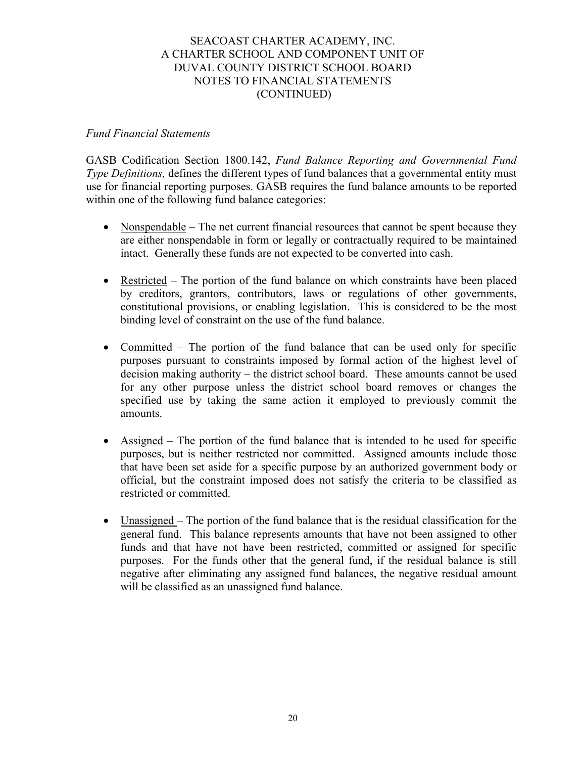*Fund Financial Statements*

GASB Codification Section 1800.142, *Fund Balance Reporting and Governmental Fund Type Definitions,* defines the different types of fund balances that a governmental entity must use for financial reporting purposes. GASB requires the fund balance amounts to be reported within one of the following fund balance categories:

- Nonspendable – The net current financial resources that cannot be spent because they are either nonspendable in form or legally or contractually required to be maintained intact. Generally these funds are not expected to be converted into cash.

- Restricted – The portion of the fund balance on which constraints have been placed by creditors, grantors, contributors, laws or regulations of other governments, constitutional provisions, or enabling legislation. This is considered to be the most binding level of constraint on the use of the fund balance.

- Committed – The portion of the fund balance that can be used only for specific purposes pursuant to constraints imposed by formal action of the highest level of decision making authority – the district school board. These amounts cannot be used for any other purpose unless the district school board removes or changes the specified use by taking the same action it employed to previously commit the amounts.

- Assigned – The portion of the fund balance that is intended to be used for specific purposes, but is neither restricted nor committed. Assigned amounts include those that have been set aside for a specific purpose by an authorized government body or official, but the constraint imposed does not satisfy the criteria to be classified as restricted or committed.

- Unassigned – The portion of the fund balance that is the residual classification for the general fund. This balance represents amounts that have not been assigned to other funds and that have not have been restricted, committed or assigned for specific purposes. For the funds other that the general fund, if the residual balance is still negative after eliminating any assigned fund balances, the negative residual amount will be classified as an unassigned fund balance.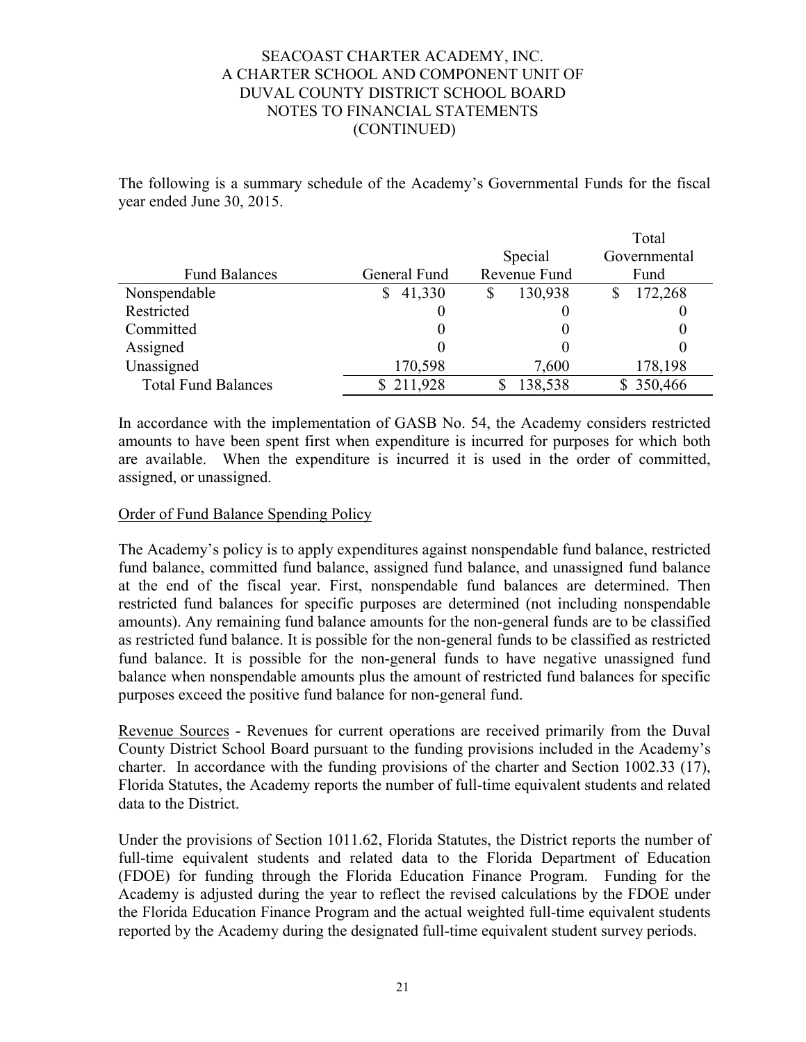The following is a summary schedule of the Academy's Governmental Funds for the fiscal year ended June 30, 2015.

| Fund Balances | General Fund | Special Revenue Fund | Total Governmental Fund |
|---|---|---|---|
| Nonspendable | $ 41,330 | $ 130,938 | $ 172,268 |
| Restricted | 0 | 0 | 0 |
| Committed | 0 | 0 | 0 |
| Assigned | 0 | 0 | 0 |
| Unassigned | 170,598 | 7,600 | 178,198 |
| Total Fund Balances | $ 211,928 | $ 138,538 | $ 350,466 |

In accordance with the implementation of GASB No. 54, the Academy considers restricted amounts to have been spent first when expenditure is incurred for purposes for which both are available. When the expenditure is incurred it is used in the order of committed, assigned, or unassigned.

Order of Fund Balance Spending Policy

The Academy's policy is to apply expenditures against nonspendable fund balance, restricted fund balance, committed fund balance, assigned fund balance, and unassigned fund balance at the end of the fiscal year. First, nonspendable fund balances are determined. Then restricted fund balances for specific purposes are determined (not including nonspendable amounts). Any remaining fund balance amounts for the non-general funds are to be classified as restricted fund balance. It is possible for the non-general funds to be classified as restricted fund balance. It is possible for the non-general funds to have negative unassigned fund balance when nonspendable amounts plus the amount of restricted fund balances for specific purposes exceed the positive fund balance for non-general fund.

Revenue Sources - Revenues for current operations are received primarily from the Duval County District School Board pursuant to the funding provisions included in the Academy's charter. In accordance with the funding provisions of the charter and Section 1002.33 (17), Florida Statutes, the Academy reports the number of full-time equivalent students and related data to the District.

Under the provisions of Section 1011.62, Florida Statutes, the District reports the number of full-time equivalent students and related data to the Florida Department of Education (FDOE) for funding through the Florida Education Finance Program. Funding for the Academy is adjusted during the year to reflect the revised calculations by the FDOE under the Florida Education Finance Program and the actual weighted full-time equivalent students reported by the Academy during the designated full-time equivalent student survey periods.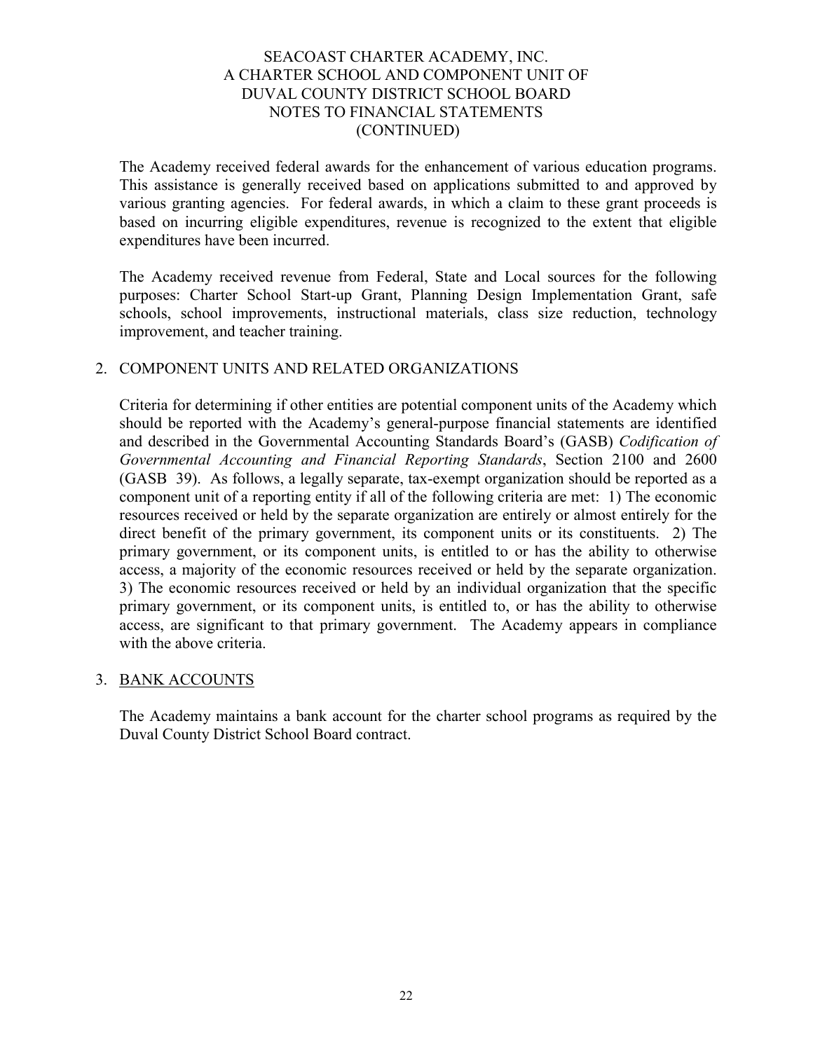The Academy received federal awards for the enhancement of various education programs. This assistance is generally received based on applications submitted to and approved by various granting agencies. For federal awards, in which a claim to these grant proceeds is based on incurring eligible expenditures, revenue is recognized to the extent that eligible expenditures have been incurred.

The Academy received revenue from Federal, State and Local sources for the following purposes: Charter School Start-up Grant, Planning Design Implementation Grant, safe schools, school improvements, instructional materials, class size reduction, technology improvement, and teacher training.

2. COMPONENT UNITS AND RELATED ORGANIZATIONS

Criteria for determining if other entities are potential component units of the Academy which should be reported with the Academy's general-purpose financial statements are identified and described in the Governmental Accounting Standards Board's (GASB) *Codification of Governmental Accounting and Financial Reporting Standards*, Section 2100 and 2600 (GASB 39). As follows, a legally separate, tax-exempt organization should be reported as a component unit of a reporting entity if all of the following criteria are met: 1) The economic resources received or held by the separate organization are entirely or almost entirely for the direct benefit of the primary government, its component units or its constituents. 2) The primary government, or its component units, is entitled to or has the ability to otherwise access, a majority of the economic resources received or held by the separate organization. 3) The economic resources received or held by an individual organization that the specific primary government, or its component units, is entitled to, or has the ability to otherwise access, are significant to that primary government. The Academy appears in compliance with the above criteria.

3. <u>BANK ACCOUNTS</u>

The Academy maintains a bank account for the charter school programs as required by the Duval County District School Board contract.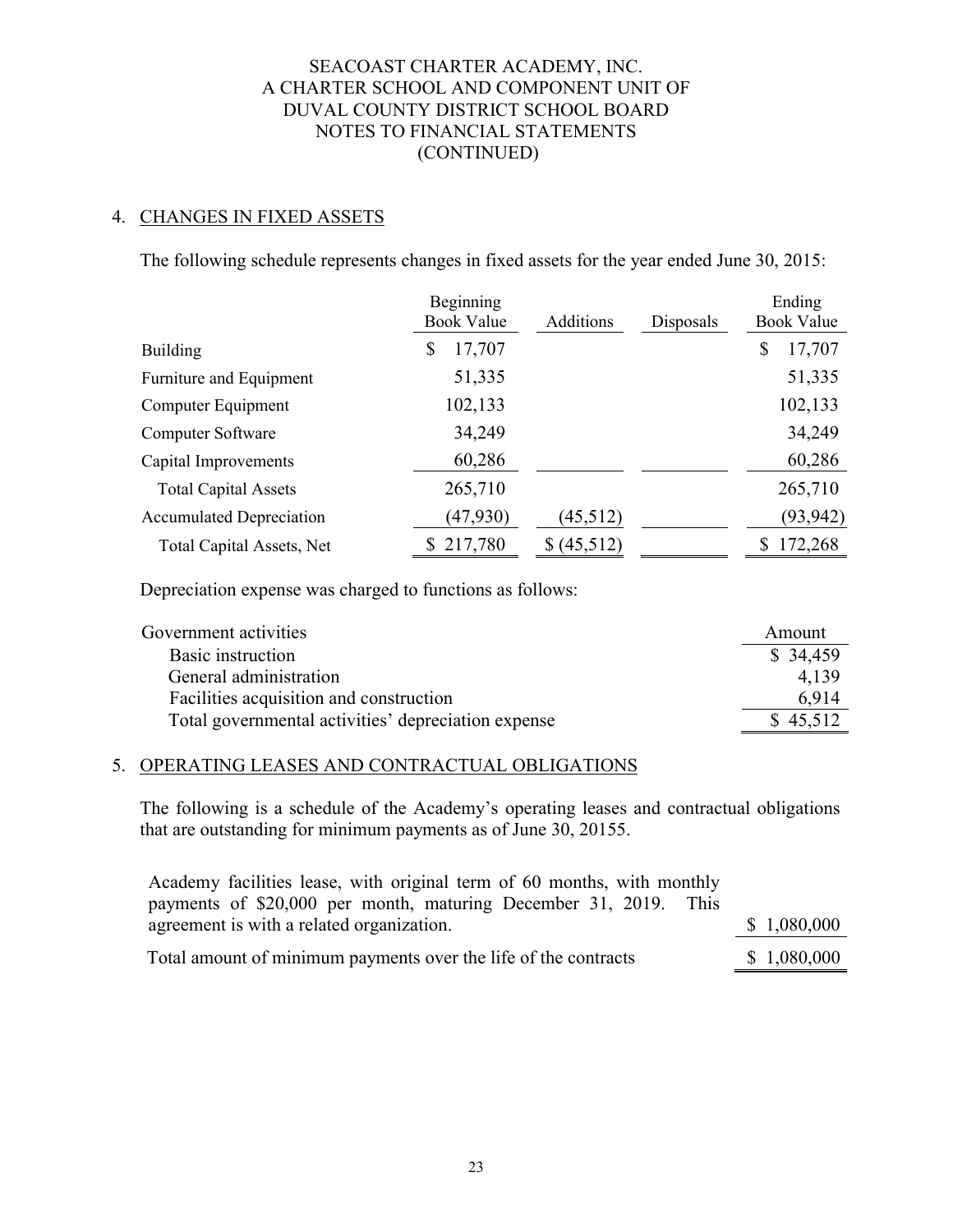SEACOAST CHARTER ACADEMY, INC.
A CHARTER SCHOOL AND COMPONENT UNIT OF
DUVAL COUNTY DISTRICT SCHOOL BOARD
NOTES TO FINANCIAL STATEMENTS
(CONTINUED)

## 4. CHANGES IN FIXED ASSETS

The following schedule represents changes in fixed assets for the year ended June 30, 2015:

| | Beginning Book Value | Additions | Disposals | Ending Book Value |
|---|---|---|---|---|
| Building | $ 17,707 | | | $ 17,707 |
| Furniture and Equipment | 51,335 | | | 51,335 |
| Computer Equipment | 102,133 | | | 102,133 |
| Computer Software | 34,249 | | | 34,249 |
| Capital Improvements | 60,286 | | | 60,286 |
| Total Capital Assets | 265,710 | | | 265,710 |
| Accumulated Depreciation | (47,930) | (45,512) | | (93,942) |
| Total Capital Assets, Net | $ 217,780 | $ (45,512) | | $ 172,268 |

Depreciation expense was charged to functions as follows:

| Government activities | Amount |
|---|---|
| Basic instruction | $ 34,459 |
| General administration | 4,139 |
| Facilities acquisition and construction | 6,914 |
| Total governmental activities' depreciation expense | $ 45,512 |

## 5. OPERATING LEASES AND CONTRACTUAL OBLIGATIONS

The following is a schedule of the Academy's operating leases and contractual obligations that are outstanding for minimum payments as of June 30, 20155.

| | |
|---|---|
| Academy facilities lease, with original term of 60 months, with monthly payments of $20,000 per month, maturing December 31, 2019. This agreement is with a related organization. | $ 1,080,000 |
| Total amount of minimum payments over the life of the contracts | $ 1,080,000 |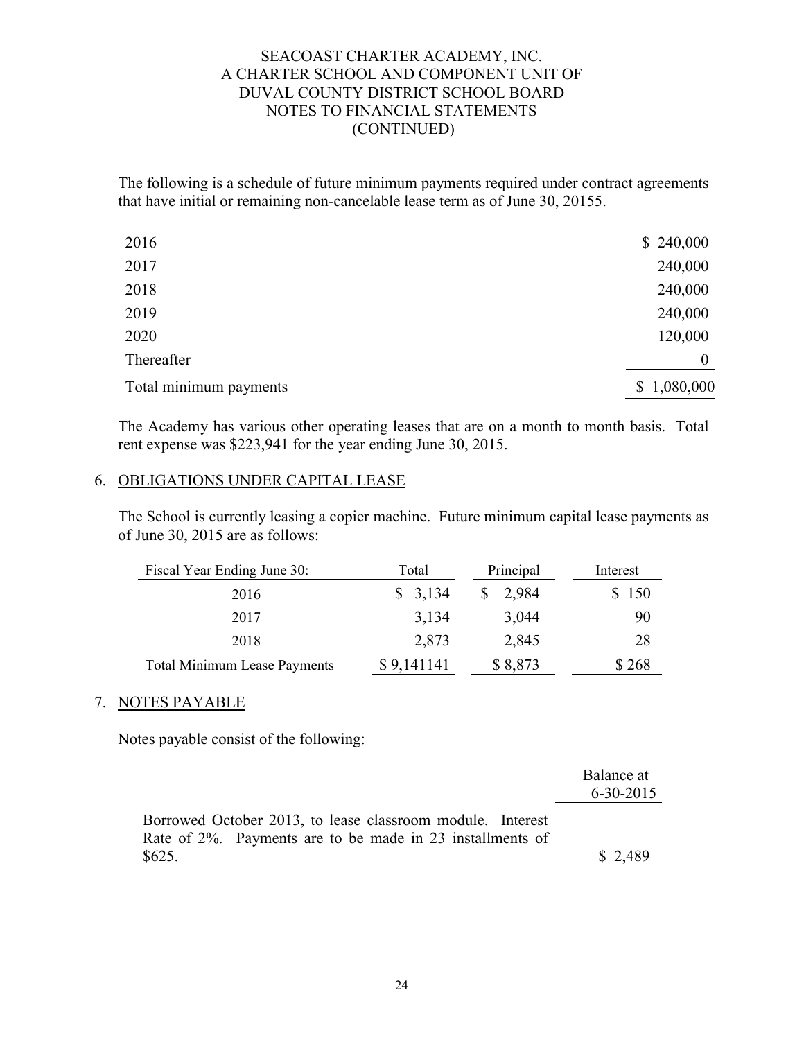SEACOAST CHARTER ACADEMY, INC.
A CHARTER SCHOOL AND COMPONENT UNIT OF
DUVAL COUNTY DISTRICT SCHOOL BOARD
NOTES TO FINANCIAL STATEMENTS
(CONTINUED)

The following is a schedule of future minimum payments required under contract agreements that have initial or remaining non-cancelable lease term as of June 30, 20155.

| | |
|---|---|
| 2016 | $ 240,000 |
| 2017 | 240,000 |
| 2018 | 240,000 |
| 2019 | 240,000 |
| 2020 | 120,000 |
| Thereafter | 0 |
| Total minimum payments | $ 1,080,000 |

The Academy has various other operating leases that are on a month to month basis. Total rent expense was $223,941 for the year ending June 30, 2015.

## 6. OBLIGATIONS UNDER CAPITAL LEASE

The School is currently leasing a copier machine. Future minimum capital lease payments as of June 30, 2015 are as follows:

| Fiscal Year Ending June 30: | Total | Principal | Interest |
|---|---|---|---|
| 2016 | $ 3,134 | $ 2,984 | $ 150 |
| 2017 | 3,134 | 3,044 | 90 |
| 2018 | 2,873 | 2,845 | 28 |
| Total Minimum Lease Payments | $ 9,141141 | $ 8,873 | $ 268 |

## 7. NOTES PAYABLE

Notes payable consist of the following:

| | Balance at 6-30-2015 |
|---|---|
| Borrowed October 2013, to lease classroom module. Interest Rate of 2%. Payments are to be made in 23 installments of $625. | $ 2,489 |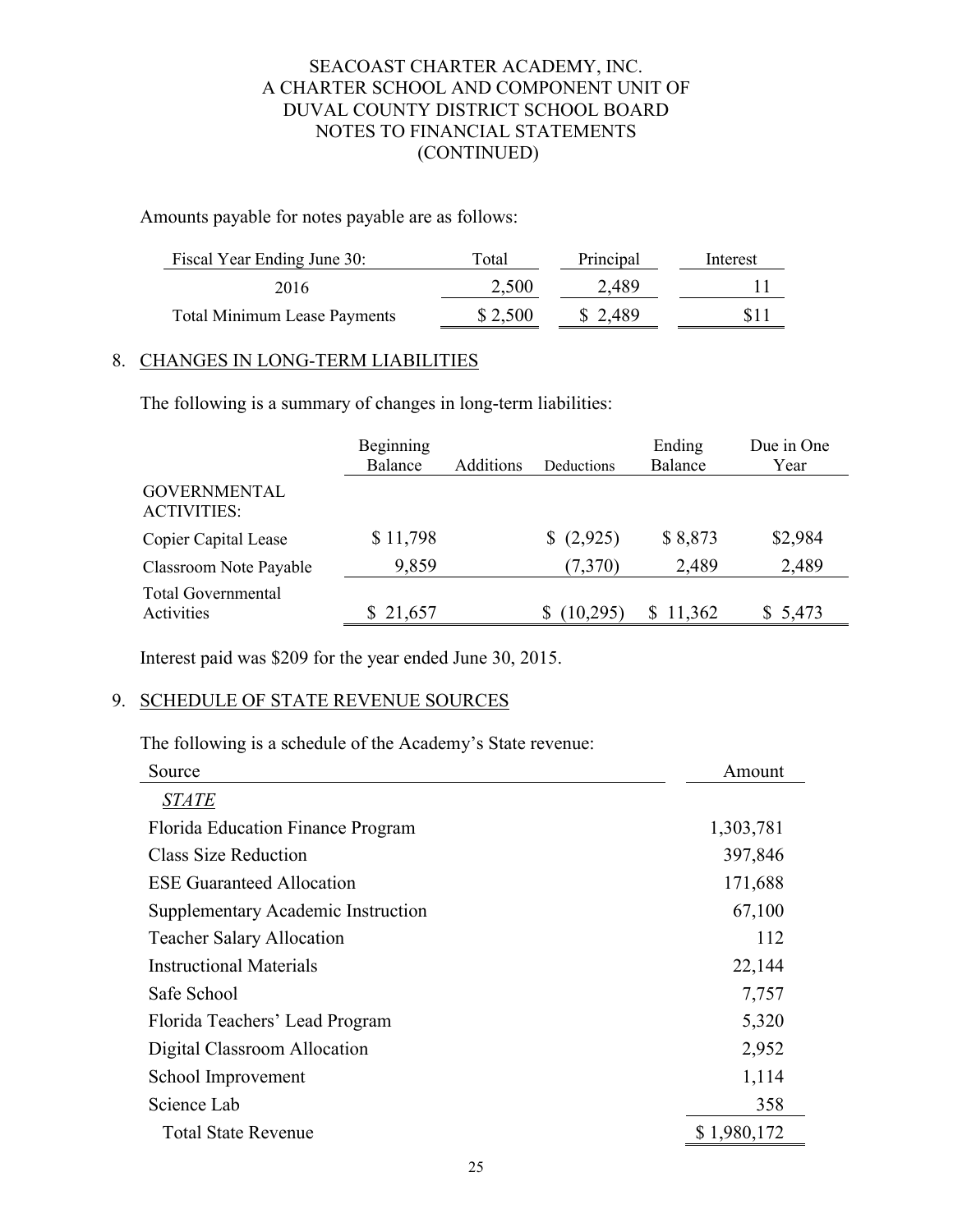Amounts payable for notes payable are as follows:

| Fiscal Year Ending June 30: | Total | Principal | Interest |
| --- | --- | --- | --- |
| 2016 | 2,500 | 2,489 | 11 |
| Total Minimum Lease Payments | $ 2,500 | $ 2,489 | $11 |

## 8. CHANGES IN LONG-TERM LIABILITIES

The following is a summary of changes in long-term liabilities:

| | Beginning Balance | Additions | Deductions | Ending Balance | Due in One Year |
| --- | --- | --- | --- | --- | --- |
| GOVERNMENTAL ACTIVITIES: | | | | | |
| Copier Capital Lease | $ 11,798 | | $ (2,925) | $ 8,873 | $2,984 |
| Classroom Note Payable | 9,859 | | (7,370) | 2,489 | 2,489 |
| Total Governmental Activities | $ 21,657 | | $ (10,295) | $ 11,362 | $ 5,473 |

Interest paid was $209 for the year ended June 30, 2015.

## 9. SCHEDULE OF STATE REVENUE SOURCES

The following is a schedule of the Academy's State revenue:

| Source | Amount |
| --- | --- |
| ***STATE*** | |
| Florida Education Finance Program | 1,303,781 |
| Class Size Reduction | 397,846 |
| ESE Guaranteed Allocation | 171,688 |
| Supplementary Academic Instruction | 67,100 |
| Teacher Salary Allocation | 112 |
| Instructional Materials | 22,144 |
| Safe School | 7,757 |
| Florida Teachers' Lead Program | 5,320 |
| Digital Classroom Allocation | 2,952 |
| School Improvement | 1,114 |
| Science Lab | 358 |
| Total State Revenue | $ 1,980,172 |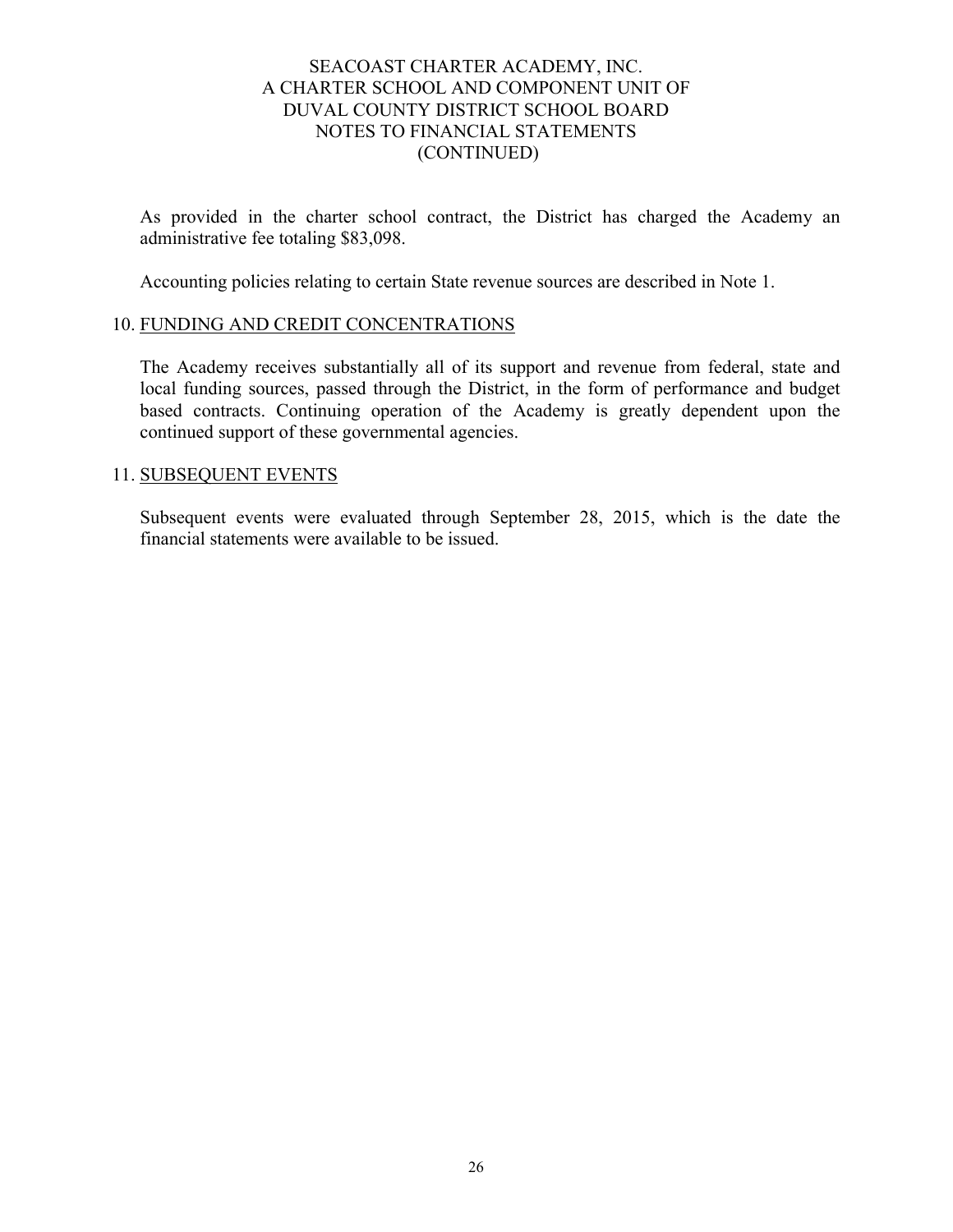As provided in the charter school contract, the District has charged the Academy an administrative fee totaling $83,098.

Accounting policies relating to certain State revenue sources are described in Note 1.

## 10. FUNDING AND CREDIT CONCENTRATIONS

The Academy receives substantially all of its support and revenue from federal, state and local funding sources, passed through the District, in the form of performance and budget based contracts. Continuing operation of the Academy is greatly dependent upon the continued support of these governmental agencies.

## 11. SUBSEQUENT EVENTS

Subsequent events were evaluated through September 28, 2015, which is the date the financial statements were available to be issued.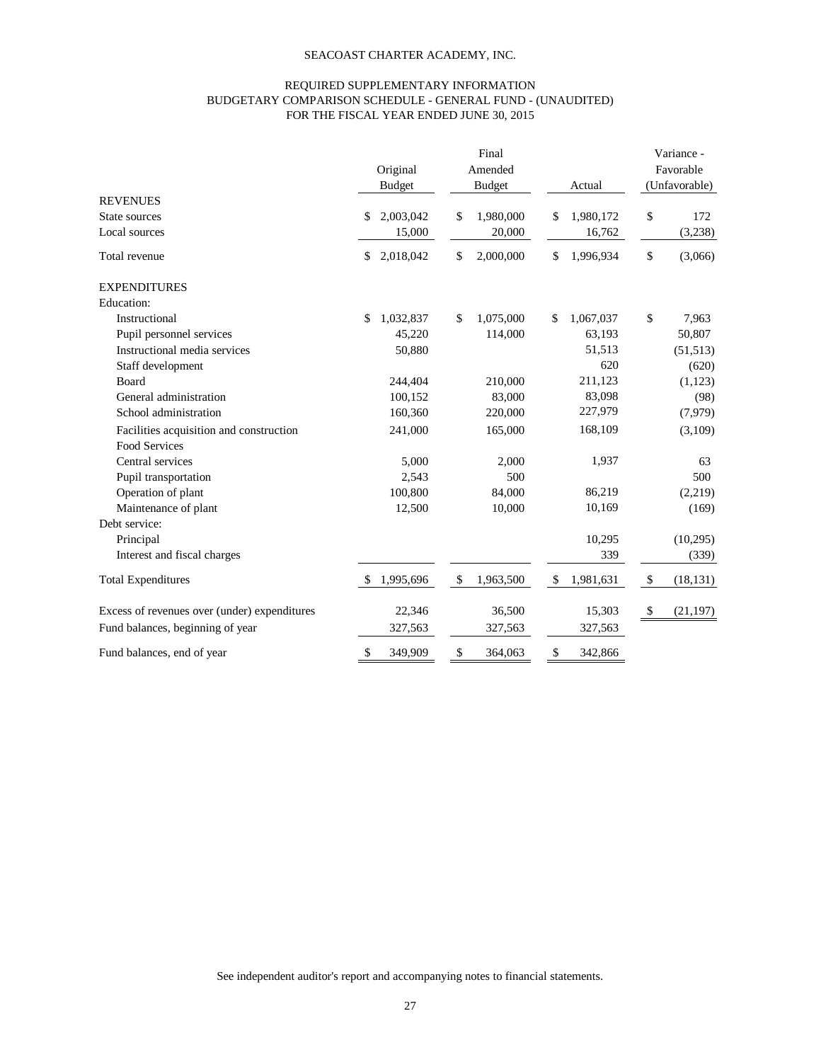SEACOAST CHARTER ACADEMY, INC.

REQUIRED SUPPLEMENTARY INFORMATION
BUDGETARY COMPARISON SCHEDULE - GENERAL FUND - (UNAUDITED)
FOR THE FISCAL YEAR ENDED JUNE 30, 2015

| | Original Budget | Final Amended Budget | Actual | Variance - Favorable (Unfavorable) |
|---|---|---|---|---|
| **REVENUES** | | | | |
| State sources | $ 2,003,042 | $ 1,980,000 | $ 1,980,172 | $ 172 |
| Local sources | 15,000 | 20,000 | 16,762 | (3,238) |
| Total revenue | $ 2,018,042 | $ 2,000,000 | $ 1,996,934 | $ (3,066) |
| **EXPENDITURES** | | | | |
| Education: | | | | |
| Instructional | $ 1,032,837 | $ 1,075,000 | $ 1,067,037 | $ 7,963 |
| Pupil personnel services | 45,220 | 114,000 | 63,193 | 50,807 |
| Instructional media services | 50,880 | | 51,513 | (51,513) |
| Staff development | | | 620 | (620) |
| Board | 244,404 | 210,000 | 211,123 | (1,123) |
| General administration | 100,152 | 83,000 | 83,098 | (98) |
| School administration | 160,360 | 220,000 | 227,979 | (7,979) |
| Facilities acquisition and construction | 241,000 | 165,000 | 168,109 | (3,109) |
| Food Services | | | | |
| Central services | 5,000 | 2,000 | 1,937 | 63 |
| Pupil transportation | 2,543 | 500 | | 500 |
| Operation of plant | 100,800 | 84,000 | 86,219 | (2,219) |
| Maintenance of plant | 12,500 | 10,000 | 10,169 | (169) |
| Debt service: | | | | |
| Principal | | | 10,295 | (10,295) |
| Interest and fiscal charges | | | 339 | (339) |
| Total Expenditures | $ 1,995,696 | $ 1,963,500 | $ 1,981,631 | $ (18,131) |
| Excess of revenues over (under) expenditures | 22,346 | 36,500 | 15,303 | $ (21,197) |
| Fund balances, beginning of year | 327,563 | 327,563 | 327,563 | |
| Fund balances, end of year | $ 349,909 | $ 364,063 | $ 342,866 | |

See independent auditor's report and accompanying notes to financial statements.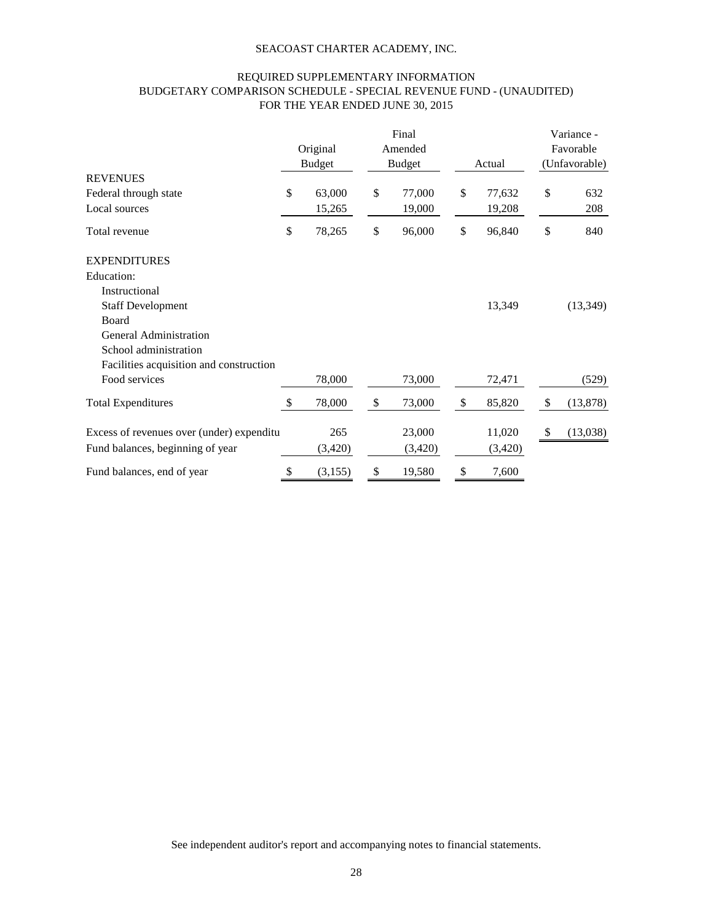SEACOAST CHARTER ACADEMY, INC.

REQUIRED SUPPLEMENTARY INFORMATION
BUDGETARY COMPARISON SCHEDULE - SPECIAL REVENUE FUND - (UNAUDITED)
FOR THE YEAR ENDED JUNE 30, 2015

| | Original Budget | Final Amended Budget | Actual | Variance - Favorable (Unfavorable) |
|---|---|---|---|---|
| **REVENUES** | | | | |
| Federal through state | $ 63,000 | $ 77,000 | $ 77,632 | $ 632 |
| Local sources | 15,265 | 19,000 | 19,208 | 208 |
| Total revenue | $ 78,265 | $ 96,000 | $ 96,840 | $ 840 |
| **EXPENDITURES** | | | | |
| Education: | | | | |
| Instructional | | | | |
| Staff Development | | | 13,349 | (13,349) |
| Board | | | | |
| General Administration | | | | |
| School administration | | | | |
| Facilities acquisition and construction | | | | |
| Food services | 78,000 | 73,000 | 72,471 | (529) |
| Total Expenditures | $ 78,000 | $ 73,000 | $ 85,820 | $ (13,878) |
| Excess of revenues over (under) expenditu | 265 | 23,000 | 11,020 | $ (13,038) |
| Fund balances, beginning of year | (3,420) | (3,420) | (3,420) | |
| Fund balances, end of year | $ (3,155) | $ 19,580 | $ 7,600 | |

See independent auditor's report and accompanying notes to financial statements.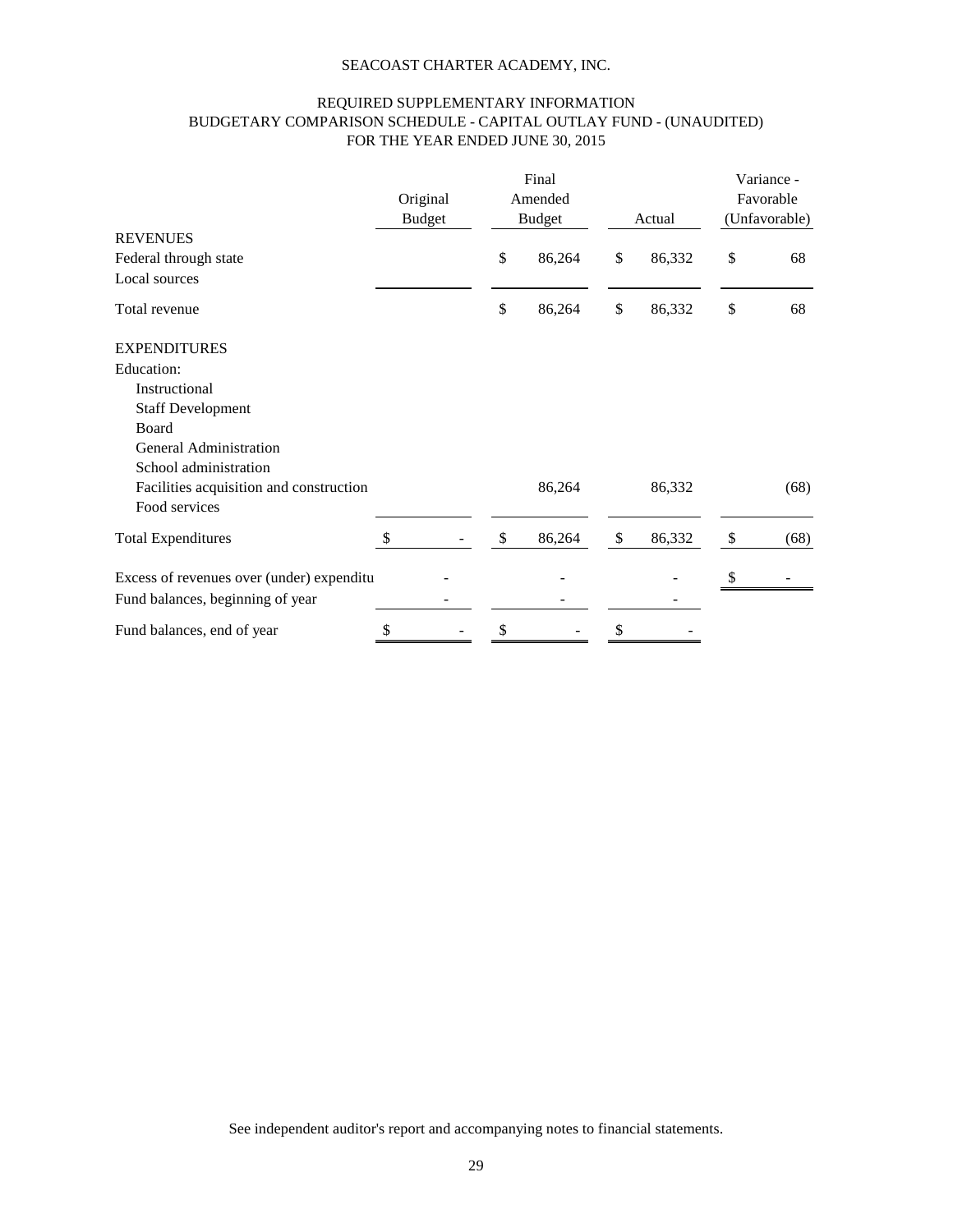SEACOAST CHARTER ACADEMY, INC.

REQUIRED SUPPLEMENTARY INFORMATION
BUDGETARY COMPARISON SCHEDULE - CAPITAL OUTLAY FUND - (UNAUDITED)
FOR THE YEAR ENDED JUNE 30, 2015

| | Original Budget | Final Amended Budget | Actual | Variance - Favorable (Unfavorable) |
|---|---|---|---|---|
| **REVENUES** | | | | |
| Federal through state | | $ 86,264 | $ 86,332 | $ 68 |
| Local sources | | | | |
| Total revenue | | $ 86,264 | $ 86,332 | $ 68 |
| **EXPENDITURES** | | | | |
| Education: | | | | |
| Instructional | | | | |
| Staff Development | | | | |
| Board | | | | |
| General Administration | | | | |
| School administration | | | | |
| Facilities acquisition and construction | | 86,264 | 86,332 | (68) |
| Food services | | | | |
| Total Expenditures | $ - | $ 86,264 | $ 86,332 | $ (68) |
| Excess of revenues over (under) expenditu | - | - | - | $ - |
| Fund balances, beginning of year | - | - | - | |
| Fund balances, end of year | $ - | $ - | $ - | |

See independent auditor's report and accompanying notes to financial statements.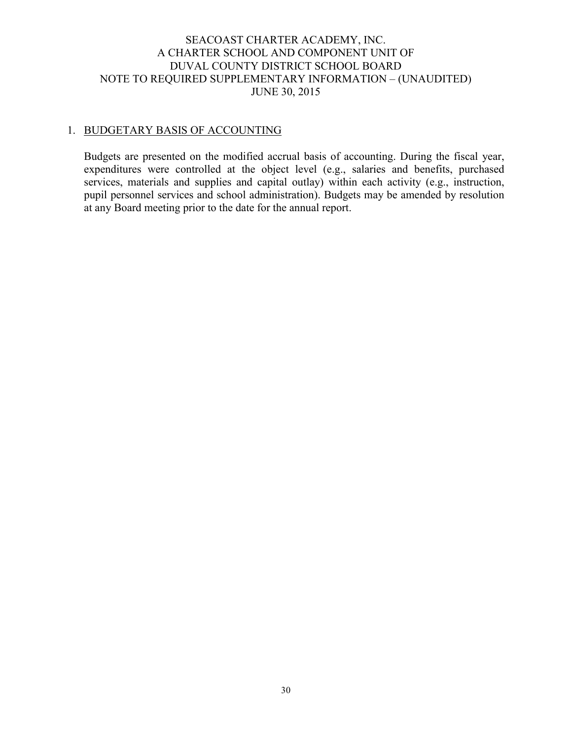# SEACOAST CHARTER ACADEMY, INC.
## A CHARTER SCHOOL AND COMPONENT UNIT OF DUVAL COUNTY DISTRICT SCHOOL BOARD
## NOTE TO REQUIRED SUPPLEMENTARY INFORMATION – (UNAUDITED)
## JUNE 30, 2015

1. BUDGETARY BASIS OF ACCOUNTING

   Budgets are presented on the modified accrual basis of accounting. During the fiscal year, expenditures were controlled at the object level (e.g., salaries and benefits, purchased services, materials and supplies and capital outlay) within each activity (e.g., instruction, pupil personnel services and school administration). Budgets may be amended by resolution at any Board meeting prior to the date for the annual report.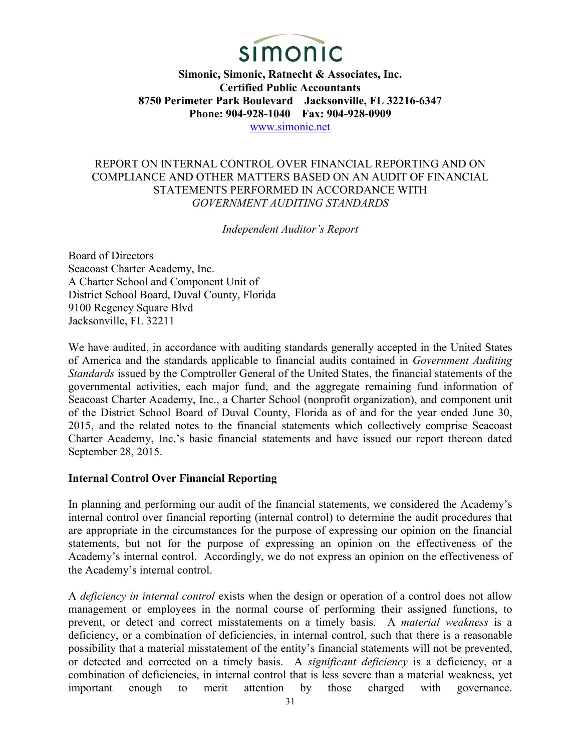simonic

**Simonic, Simonic, Ratnecht & Associates, Inc.**
**Certified Public Accountants**
**8750 Perimeter Park Boulevard    Jacksonville, FL 32216-6347**
**Phone: 904-928-1040    Fax: 904-928-0909**
www.simonic.net

# REPORT ON INTERNAL CONTROL OVER FINANCIAL REPORTING AND ON COMPLIANCE AND OTHER MATTERS BASED ON AN AUDIT OF FINANCIAL STATEMENTS PERFORMED IN ACCORDANCE WITH *GOVERNMENT AUDITING STANDARDS*

*Independent Auditor's Report*

Board of Directors
Seacoast Charter Academy, Inc.
A Charter School and Component Unit of
District School Board, Duval County, Florida
9100 Regency Square Blvd
Jacksonville, FL 32211

We have audited, in accordance with auditing standards generally accepted in the United States of America and the standards applicable to financial audits contained in *Government Auditing Standards* issued by the Comptroller General of the United States, the financial statements of the governmental activities, each major fund, and the aggregate remaining fund information of Seacoast Charter Academy, Inc., a Charter School (nonprofit organization), and component unit of the District School Board of Duval County, Florida as of and for the year ended June 30, 2015, and the related notes to the financial statements which collectively comprise Seacoast Charter Academy, Inc.'s basic financial statements and have issued our report thereon dated September 28, 2015.

## Internal Control Over Financial Reporting

In planning and performing our audit of the financial statements, we considered the Academy's internal control over financial reporting (internal control) to determine the audit procedures that are appropriate in the circumstances for the purpose of expressing our opinion on the financial statements, but not for the purpose of expressing an opinion on the effectiveness of the Academy's internal control. Accordingly, we do not express an opinion on the effectiveness of the Academy's internal control.

A *deficiency in internal control* exists when the design or operation of a control does not allow management or employees in the normal course of performing their assigned functions, to prevent, or detect and correct misstatements on a timely basis. A *material weakness* is a deficiency, or a combination of deficiencies, in internal control, such that there is a reasonable possibility that a material misstatement of the entity's financial statements will not be prevented, or detected and corrected on a timely basis. A *significant deficiency* is a deficiency, or a combination of deficiencies, in internal control that is less severe than a material weakness, yet important enough to merit attention by those charged with governance.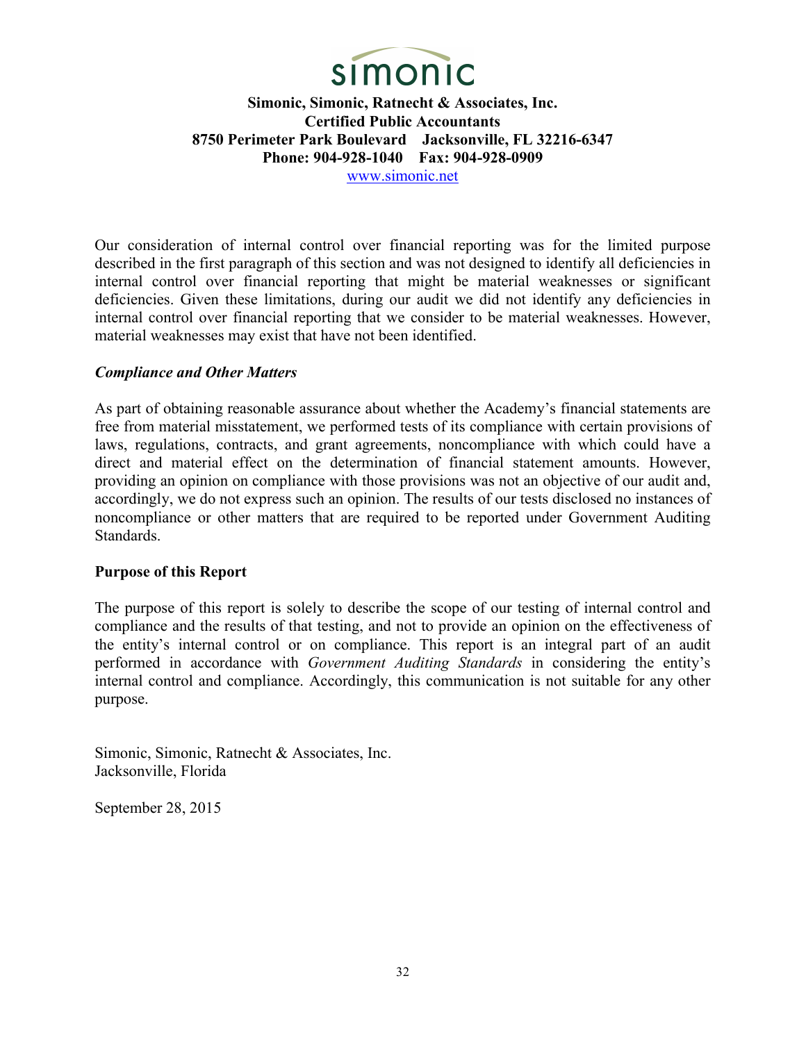**Simonic, Simonic, Ratnecht & Associates, Inc.**
**Certified Public Accountants**
**8750 Perimeter Park Boulevard Jacksonville, FL 32216-6347**
**Phone: 904-928-1040 Fax: 904-928-0909**
www.simonic.net

Our consideration of internal control over financial reporting was for the limited purpose described in the first paragraph of this section and was not designed to identify all deficiencies in internal control over financial reporting that might be material weaknesses or significant deficiencies. Given these limitations, during our audit we did not identify any deficiencies in internal control over financial reporting that we consider to be material weaknesses. However, material weaknesses may exist that have not been identified.

***Compliance and Other Matters***

As part of obtaining reasonable assurance about whether the Academy's financial statements are free from material misstatement, we performed tests of its compliance with certain provisions of laws, regulations, contracts, and grant agreements, noncompliance with which could have a direct and material effect on the determination of financial statement amounts. However, providing an opinion on compliance with those provisions was not an objective of our audit and, accordingly, we do not express such an opinion. The results of our tests disclosed no instances of noncompliance or other matters that are required to be reported under Government Auditing Standards.

**Purpose of this Report**

The purpose of this report is solely to describe the scope of our testing of internal control and compliance and the results of that testing, and not to provide an opinion on the effectiveness of the entity's internal control or on compliance. This report is an integral part of an audit performed in accordance with *Government Auditing Standards* in considering the entity's internal control and compliance. Accordingly, this communication is not suitable for any other purpose.

Simonic, Simonic, Ratnecht & Associates, Inc.
Jacksonville, Florida

September 28, 2015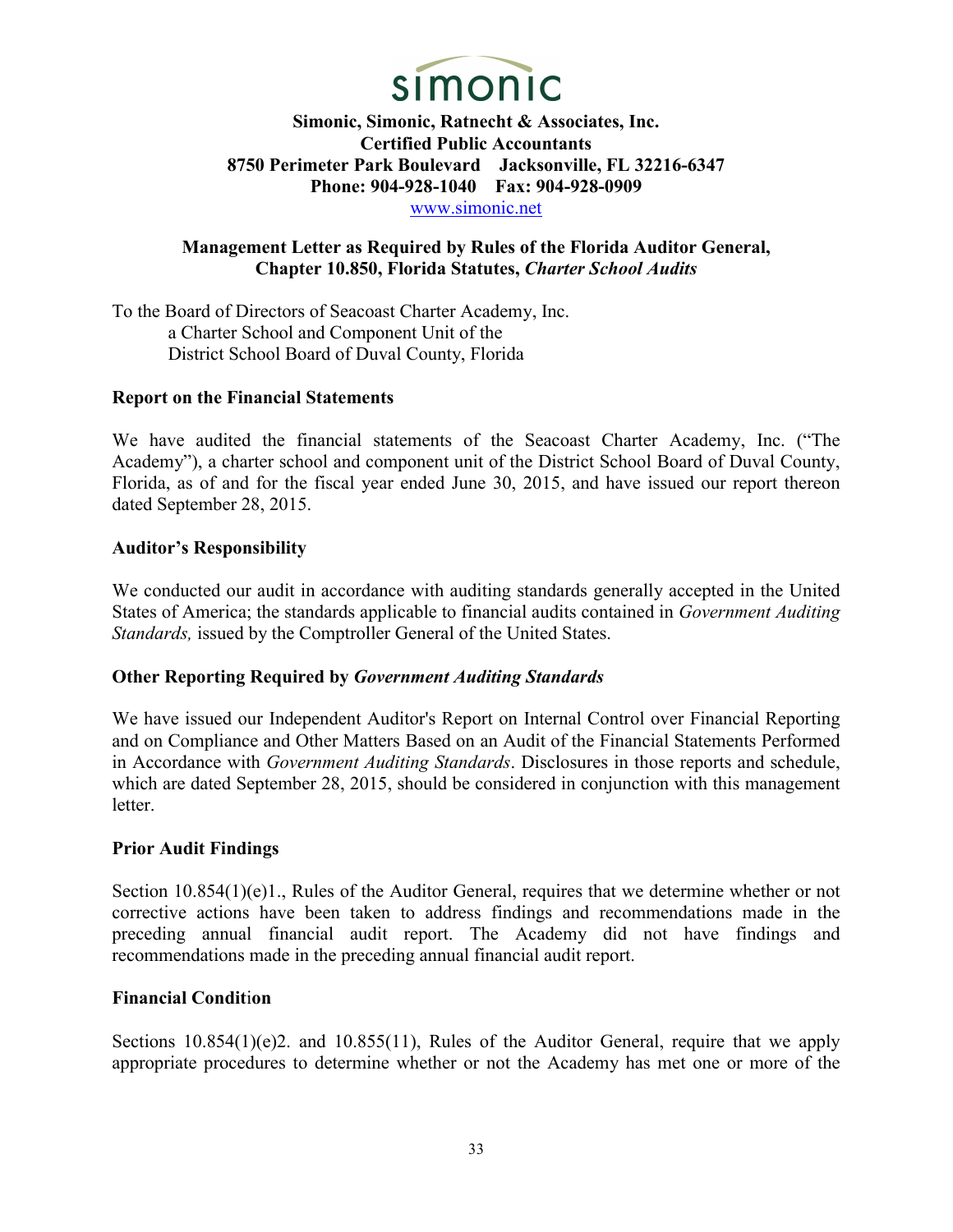simonic

**Simonic, Simonic, Ratnecht & Associates, Inc.**
**Certified Public Accountants**
**8750 Perimeter Park Boulevard    Jacksonville, FL 32216-6347**
**Phone: 904-928-1040    Fax: 904-928-0909**
www.simonic.net

## Management Letter as Required by Rules of the Florida Auditor General, Chapter 10.850, Florida Statutes, *Charter School Audits*

To the Board of Directors of Seacoast Charter Academy, Inc.
a Charter School and Component Unit of the
District School Board of Duval County, Florida

### Report on the Financial Statements

We have audited the financial statements of the Seacoast Charter Academy, Inc. ("The Academy"), a charter school and component unit of the District School Board of Duval County, Florida, as of and for the fiscal year ended June 30, 2015, and have issued our report thereon dated September 28, 2015.

### Auditor's Responsibility

We conducted our audit in accordance with auditing standards generally accepted in the United States of America; the standards applicable to financial audits contained in *Government Auditing Standards,* issued by the Comptroller General of the United States.

### Other Reporting Required by *Government Auditing Standards*

We have issued our Independent Auditor's Report on Internal Control over Financial Reporting and on Compliance and Other Matters Based on an Audit of the Financial Statements Performed in Accordance with *Government Auditing Standards*. Disclosures in those reports and schedule, which are dated September 28, 2015, should be considered in conjunction with this management letter.

### Prior Audit Findings

Section 10.854(1)(e)1., Rules of the Auditor General, requires that we determine whether or not corrective actions have been taken to address findings and recommendations made in the preceding annual financial audit report. The Academy did not have findings and recommendations made in the preceding annual financial audit report.

### Financial Condition

Sections 10.854(1)(e)2. and 10.855(11), Rules of the Auditor General, require that we apply appropriate procedures to determine whether or not the Academy has met one or more of the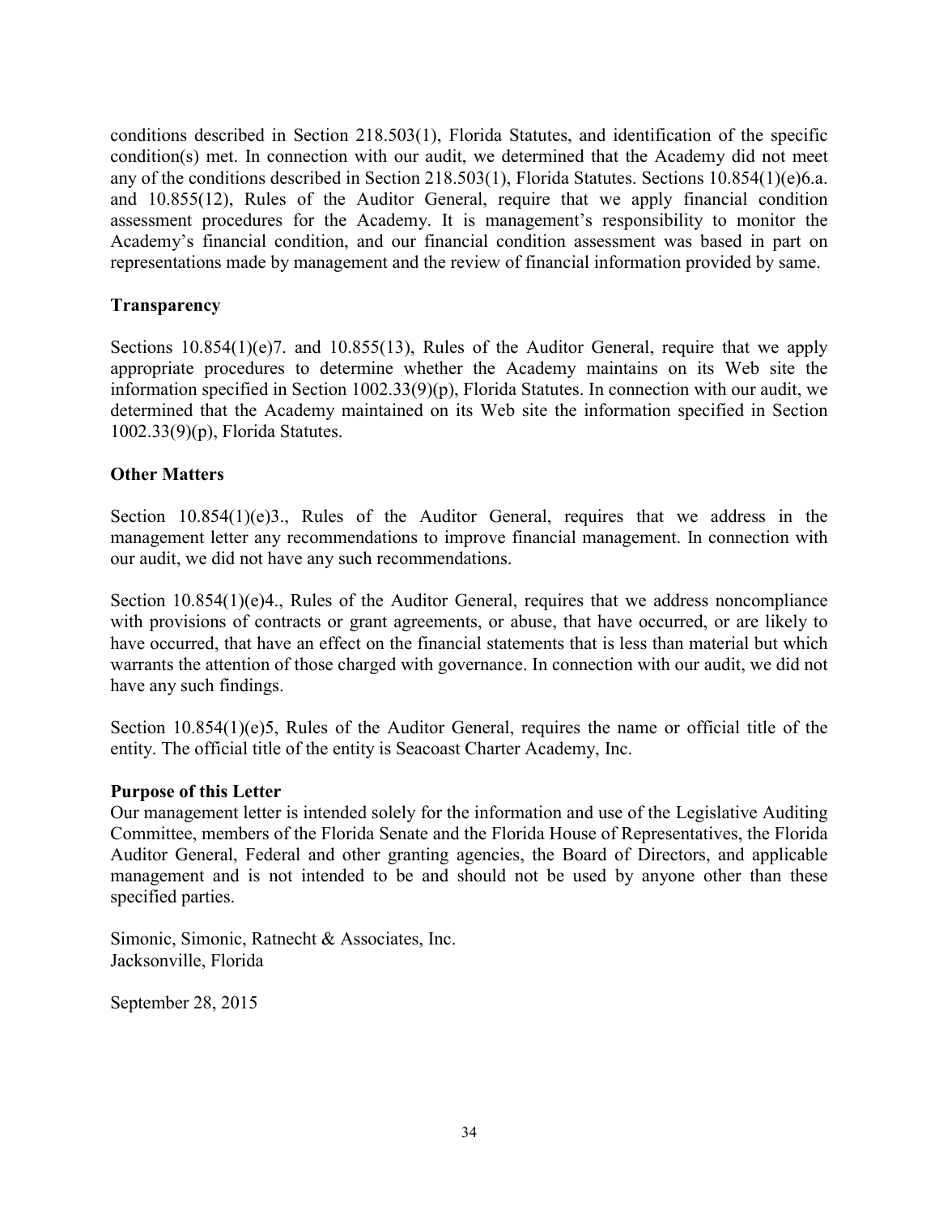conditions described in Section 218.503(1), Florida Statutes, and identification of the specific condition(s) met. In connection with our audit, we determined that the Academy did not meet any of the conditions described in Section 218.503(1), Florida Statutes. Sections 10.854(1)(e)6.a. and 10.855(12), Rules of the Auditor General, require that we apply financial condition assessment procedures for the Academy. It is management's responsibility to monitor the Academy's financial condition, and our financial condition assessment was based in part on representations made by management and the review of financial information provided by same.

**Transparency**

Sections 10.854(1)(e)7. and 10.855(13), Rules of the Auditor General, require that we apply appropriate procedures to determine whether the Academy maintains on its Web site the information specified in Section 1002.33(9)(p), Florida Statutes. In connection with our audit, we determined that the Academy maintained on its Web site the information specified in Section 1002.33(9)(p), Florida Statutes.

**Other Matters**

Section 10.854(1)(e)3., Rules of the Auditor General, requires that we address in the management letter any recommendations to improve financial management. In connection with our audit, we did not have any such recommendations.

Section 10.854(1)(e)4., Rules of the Auditor General, requires that we address noncompliance with provisions of contracts or grant agreements, or abuse, that have occurred, or are likely to have occurred, that have an effect on the financial statements that is less than material but which warrants the attention of those charged with governance. In connection with our audit, we did not have any such findings.

Section 10.854(1)(e)5, Rules of the Auditor General, requires the name or official title of the entity. The official title of the entity is Seacoast Charter Academy, Inc.

**Purpose of this Letter**

Our management letter is intended solely for the information and use of the Legislative Auditing Committee, members of the Florida Senate and the Florida House of Representatives, the Florida Auditor General, Federal and other granting agencies, the Board of Directors, and applicable management and is not intended to be and should not be used by anyone other than these specified parties.

Simonic, Simonic, Ratnecht & Associates, Inc.
Jacksonville, Florida

September 28, 2015